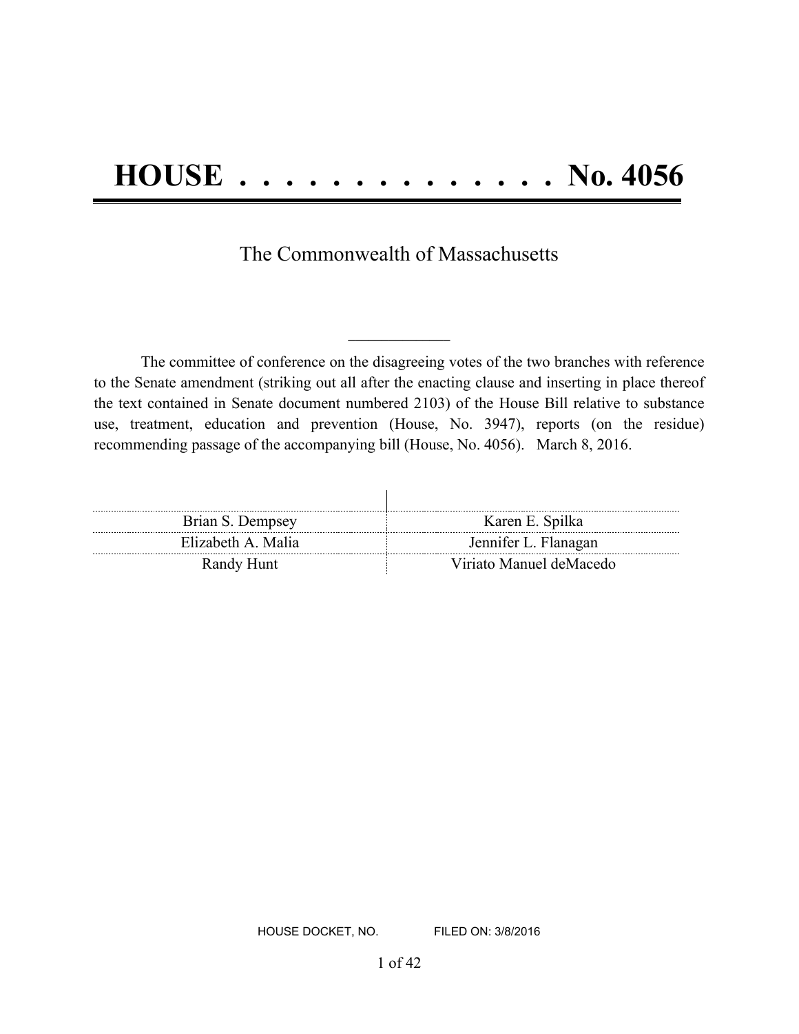# HOUSE . . . . . . . . . . . . . . No. 4056

The Commonwealth of Massachusetts

---

The committee of conference on the disagreeing votes of the two branches with reference to the Senate amendment (striking out all after the enacting clause and inserting in place thereof the text contained in Senate document numbered 2103) of the House Bill relative to substance use, treatment, education and prevention (House, No. 3947), reports (on the residue) recommending passage of the accompanying bill (House, No. 4056). March 8, 2016.

| | |
|---|---|
| Brian S. Dempsey | Karen E. Spilka |
| Elizabeth A. Malia | Jennifer L. Flanagan |
| Randy Hunt | Viriato Manuel deMacedo |

HOUSE DOCKET, NO. FILED ON: 3/8/2016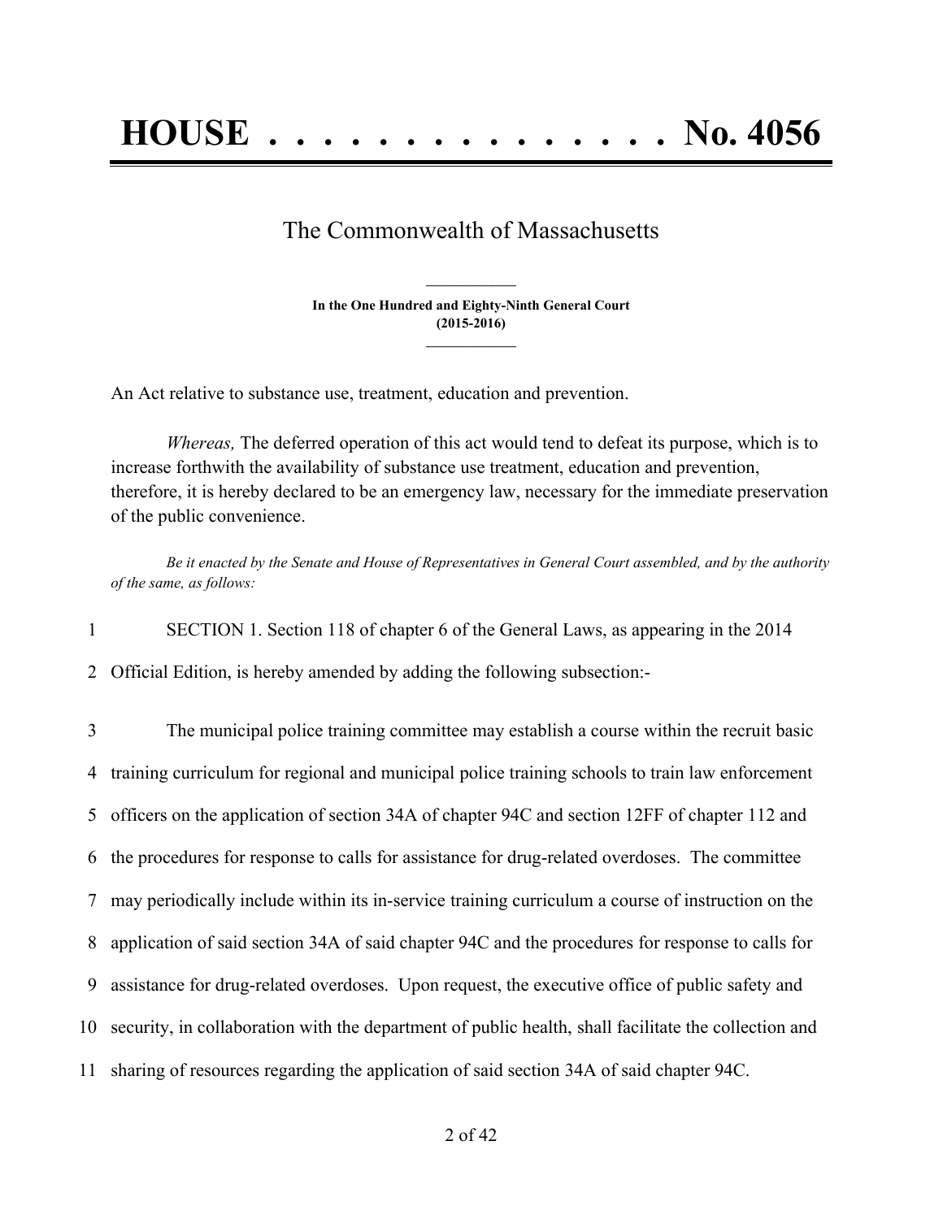# HOUSE . . . . . . . . . . . . . . . No. 4056

The Commonwealth of Massachusetts

**In the One Hundred and Eighty-Ninth General Court**
**(2015-2016)**

An Act relative to substance use, treatment, education and prevention.

*Whereas,* The deferred operation of this act would tend to defeat its purpose, which is to increase forthwith the availability of substance use treatment, education and prevention, therefore, it is hereby declared to be an emergency law, necessary for the immediate preservation of the public convenience.

*Be it enacted by the Senate and House of Representatives in General Court assembled, and by the authority of the same, as follows:*

1 SECTION 1. Section 118 of chapter 6 of the General Laws, as appearing in the 2014
2 Official Edition, is hereby amended by adding the following subsection:-

3 The municipal police training committee may establish a course within the recruit basic
4 training curriculum for regional and municipal police training schools to train law enforcement
5 officers on the application of section 34A of chapter 94C and section 12FF of chapter 112 and
6 the procedures for response to calls for assistance for drug-related overdoses. The committee
7 may periodically include within its in-service training curriculum a course of instruction on the
8 application of said section 34A of said chapter 94C and the procedures for response to calls for
9 assistance for drug-related overdoses. Upon request, the executive office of public safety and
10 security, in collaboration with the department of public health, shall facilitate the collection and
11 sharing of resources regarding the application of said section 34A of said chapter 94C.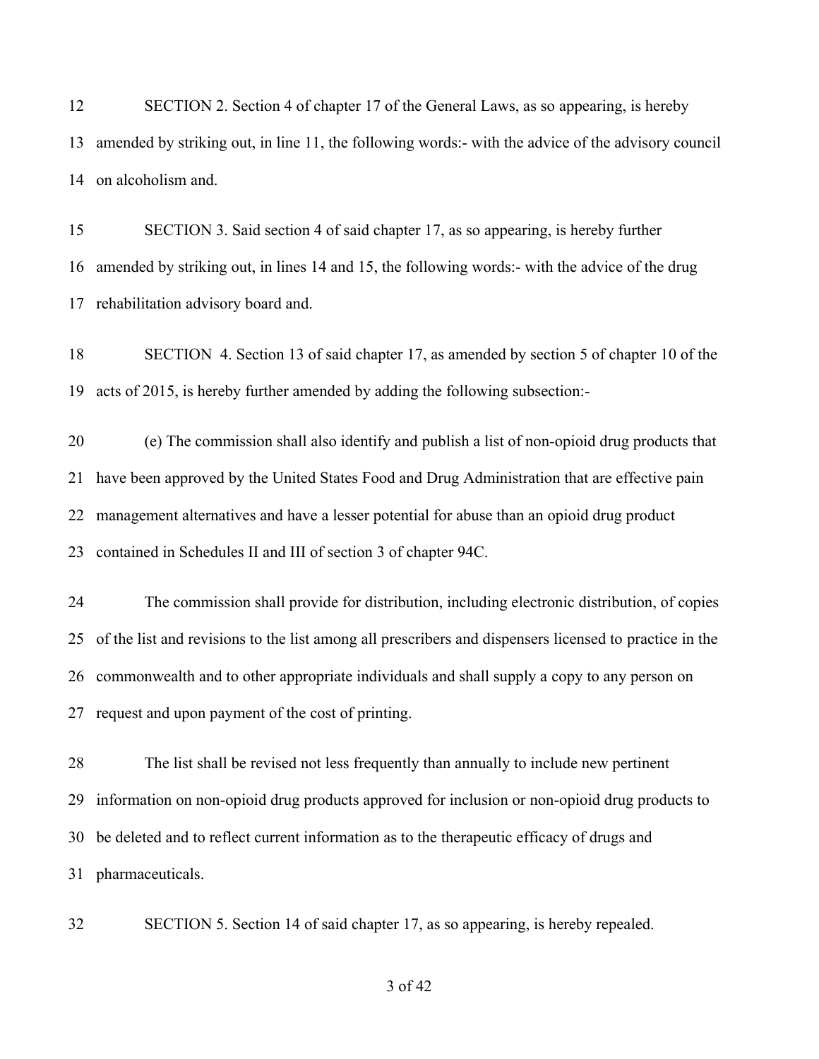SECTION 2. Section 4 of chapter 17 of the General Laws, as so appearing, is hereby amended by striking out, in line 11, the following words:- with the advice of the advisory council on alcoholism and.

SECTION 3. Said section 4 of said chapter 17, as so appearing, is hereby further amended by striking out, in lines 14 and 15, the following words:- with the advice of the drug rehabilitation advisory board and.

SECTION 4. Section 13 of said chapter 17, as amended by section 5 of chapter 10 of the acts of 2015, is hereby further amended by adding the following subsection:-

(e) The commission shall also identify and publish a list of non-opioid drug products that have been approved by the United States Food and Drug Administration that are effective pain management alternatives and have a lesser potential for abuse than an opioid drug product contained in Schedules II and III of section 3 of chapter 94C.

The commission shall provide for distribution, including electronic distribution, of copies of the list and revisions to the list among all prescribers and dispensers licensed to practice in the commonwealth and to other appropriate individuals and shall supply a copy to any person on request and upon payment of the cost of printing.

The list shall be revised not less frequently than annually to include new pertinent information on non-opioid drug products approved for inclusion or non-opioid drug products to be deleted and to reflect current information as to the therapeutic efficacy of drugs and pharmaceuticals.

SECTION 5. Section 14 of said chapter 17, as so appearing, is hereby repealed.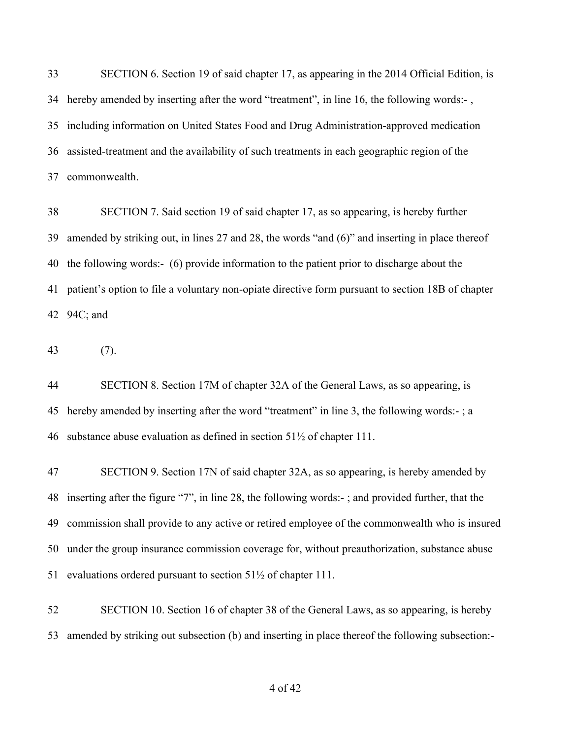SECTION 6. Section 19 of said chapter 17, as appearing in the 2014 Official Edition, is hereby amended by inserting after the word "treatment", in line 16, the following words:- , including information on United States Food and Drug Administration-approved medication assisted-treatment and the availability of such treatments in each geographic region of the commonwealth.

SECTION 7. Said section 19 of said chapter 17, as so appearing, is hereby further amended by striking out, in lines 27 and 28, the words "and (6)" and inserting in place thereof the following words:- (6) provide information to the patient prior to discharge about the patient's option to file a voluntary non-opiate directive form pursuant to section 18B of chapter 94C; and

(7).

SECTION 8. Section 17M of chapter 32A of the General Laws, as so appearing, is hereby amended by inserting after the word "treatment" in line 3, the following words:- ; a substance abuse evaluation as defined in section 51½ of chapter 111.

SECTION 9. Section 17N of said chapter 32A, as so appearing, is hereby amended by inserting after the figure "7", in line 28, the following words:- ; and provided further, that the commission shall provide to any active or retired employee of the commonwealth who is insured under the group insurance commission coverage for, without preauthorization, substance abuse evaluations ordered pursuant to section 51½ of chapter 111.

SECTION 10. Section 16 of chapter 38 of the General Laws, as so appearing, is hereby amended by striking out subsection (b) and inserting in place thereof the following subsection:-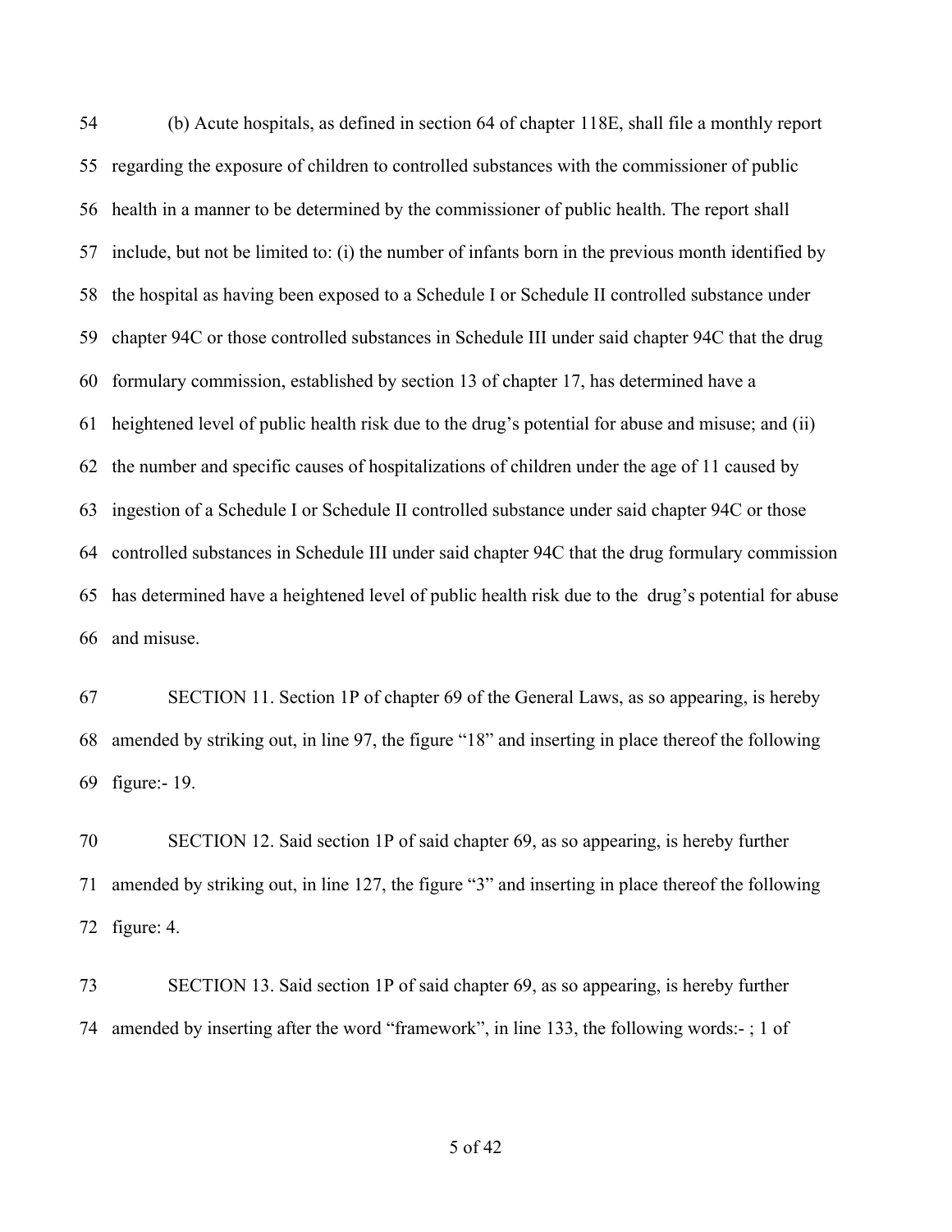54 (b) Acute hospitals, as defined in section 64 of chapter 118E, shall file a monthly report
55 regarding the exposure of children to controlled substances with the commissioner of public
56 health in a manner to be determined by the commissioner of public health. The report shall
57 include, but not be limited to: (i) the number of infants born in the previous month identified by
58 the hospital as having been exposed to a Schedule I or Schedule II controlled substance under
59 chapter 94C or those controlled substances in Schedule III under said chapter 94C that the drug
60 formulary commission, established by section 13 of chapter 17, has determined have a
61 heightened level of public health risk due to the drug's potential for abuse and misuse; and (ii)
62 the number and specific causes of hospitalizations of children under the age of 11 caused by
63 ingestion of a Schedule I or Schedule II controlled substance under said chapter 94C or those
64 controlled substances in Schedule III under said chapter 94C that the drug formulary commission
65 has determined have a heightened level of public health risk due to the drug's potential for abuse
66 and misuse.

67 SECTION 11. Section 1P of chapter 69 of the General Laws, as so appearing, is hereby
68 amended by striking out, in line 97, the figure "18" and inserting in place thereof the following
69 figure:- 19.

70 SECTION 12. Said section 1P of said chapter 69, as so appearing, is hereby further
71 amended by striking out, in line 127, the figure "3" and inserting in place thereof the following
72 figure: 4.

73 SECTION 13. Said section 1P of said chapter 69, as so appearing, is hereby further
74 amended by inserting after the word "framework", in line 133, the following words:- ; 1 of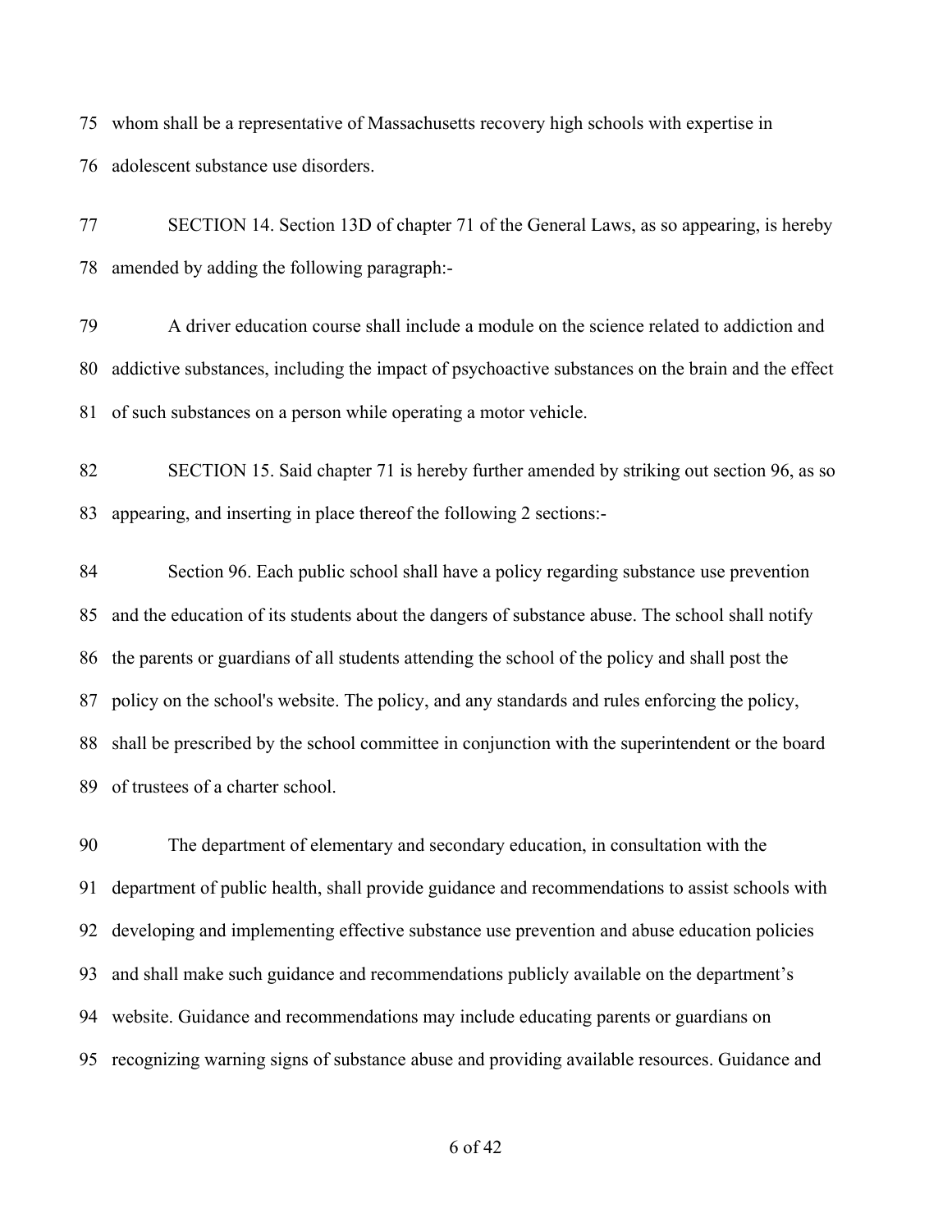whom shall be a representative of Massachusetts recovery high schools with expertise in adolescent substance use disorders.

SECTION 14. Section 13D of chapter 71 of the General Laws, as so appearing, is hereby amended by adding the following paragraph:-

A driver education course shall include a module on the science related to addiction and addictive substances, including the impact of psychoactive substances on the brain and the effect of such substances on a person while operating a motor vehicle.

SECTION 15. Said chapter 71 is hereby further amended by striking out section 96, as so appearing, and inserting in place thereof the following 2 sections:-

Section 96. Each public school shall have a policy regarding substance use prevention and the education of its students about the dangers of substance abuse. The school shall notify the parents or guardians of all students attending the school of the policy and shall post the policy on the school's website. The policy, and any standards and rules enforcing the policy, shall be prescribed by the school committee in conjunction with the superintendent or the board of trustees of a charter school.

The department of elementary and secondary education, in consultation with the department of public health, shall provide guidance and recommendations to assist schools with developing and implementing effective substance use prevention and abuse education policies and shall make such guidance and recommendations publicly available on the department's website. Guidance and recommendations may include educating parents or guardians on recognizing warning signs of substance abuse and providing available resources. Guidance and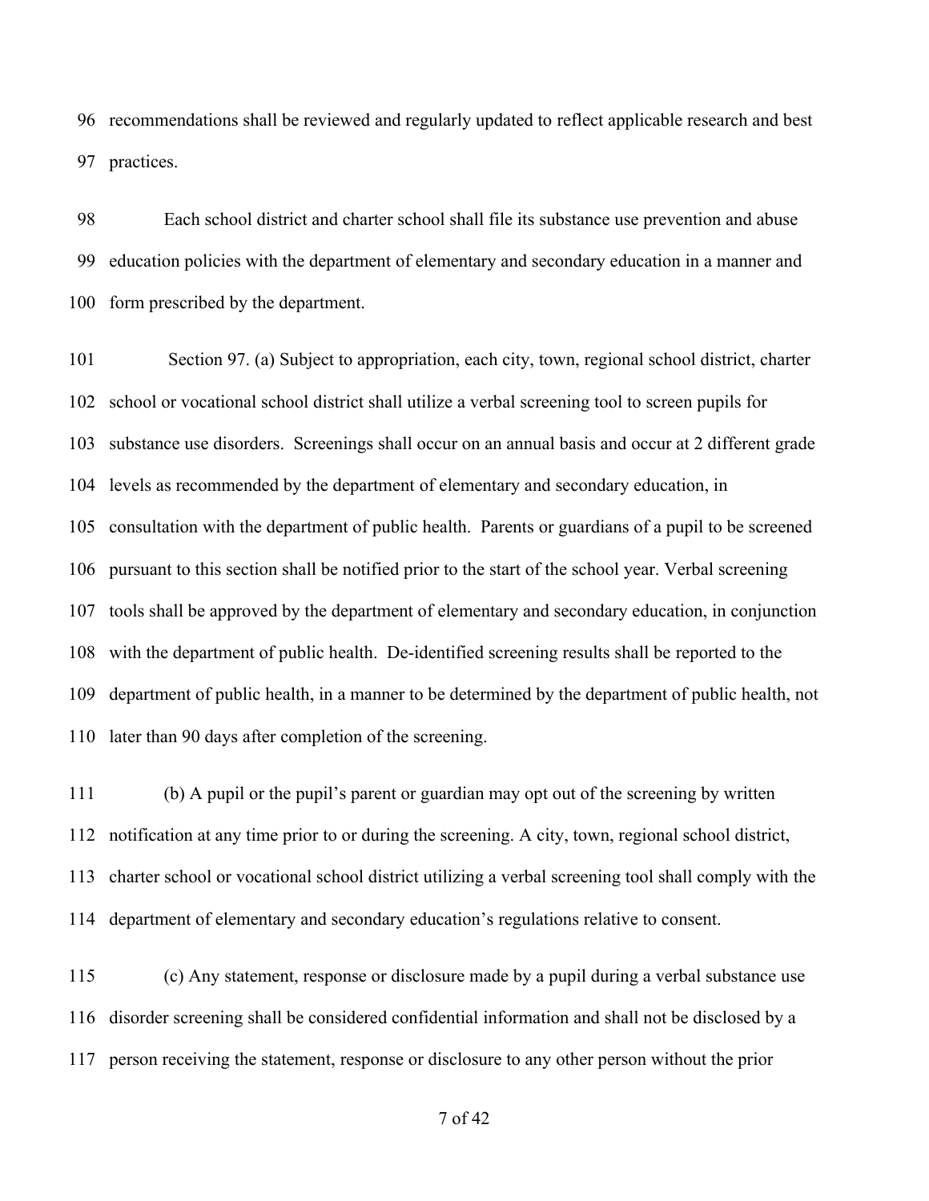recommendations shall be reviewed and regularly updated to reflect applicable research and best practices.

Each school district and charter school shall file its substance use prevention and abuse education policies with the department of elementary and secondary education in a manner and form prescribed by the department.

Section 97. (a) Subject to appropriation, each city, town, regional school district, charter school or vocational school district shall utilize a verbal screening tool to screen pupils for substance use disorders. Screenings shall occur on an annual basis and occur at 2 different grade levels as recommended by the department of elementary and secondary education, in consultation with the department of public health. Parents or guardians of a pupil to be screened pursuant to this section shall be notified prior to the start of the school year. Verbal screening tools shall be approved by the department of elementary and secondary education, in conjunction with the department of public health. De-identified screening results shall be reported to the department of public health, in a manner to be determined by the department of public health, not later than 90 days after completion of the screening.

(b) A pupil or the pupil's parent or guardian may opt out of the screening by written notification at any time prior to or during the screening. A city, town, regional school district, charter school or vocational school district utilizing a verbal screening tool shall comply with the department of elementary and secondary education's regulations relative to consent.

(c) Any statement, response or disclosure made by a pupil during a verbal substance use disorder screening shall be considered confidential information and shall not be disclosed by a person receiving the statement, response or disclosure to any other person without the prior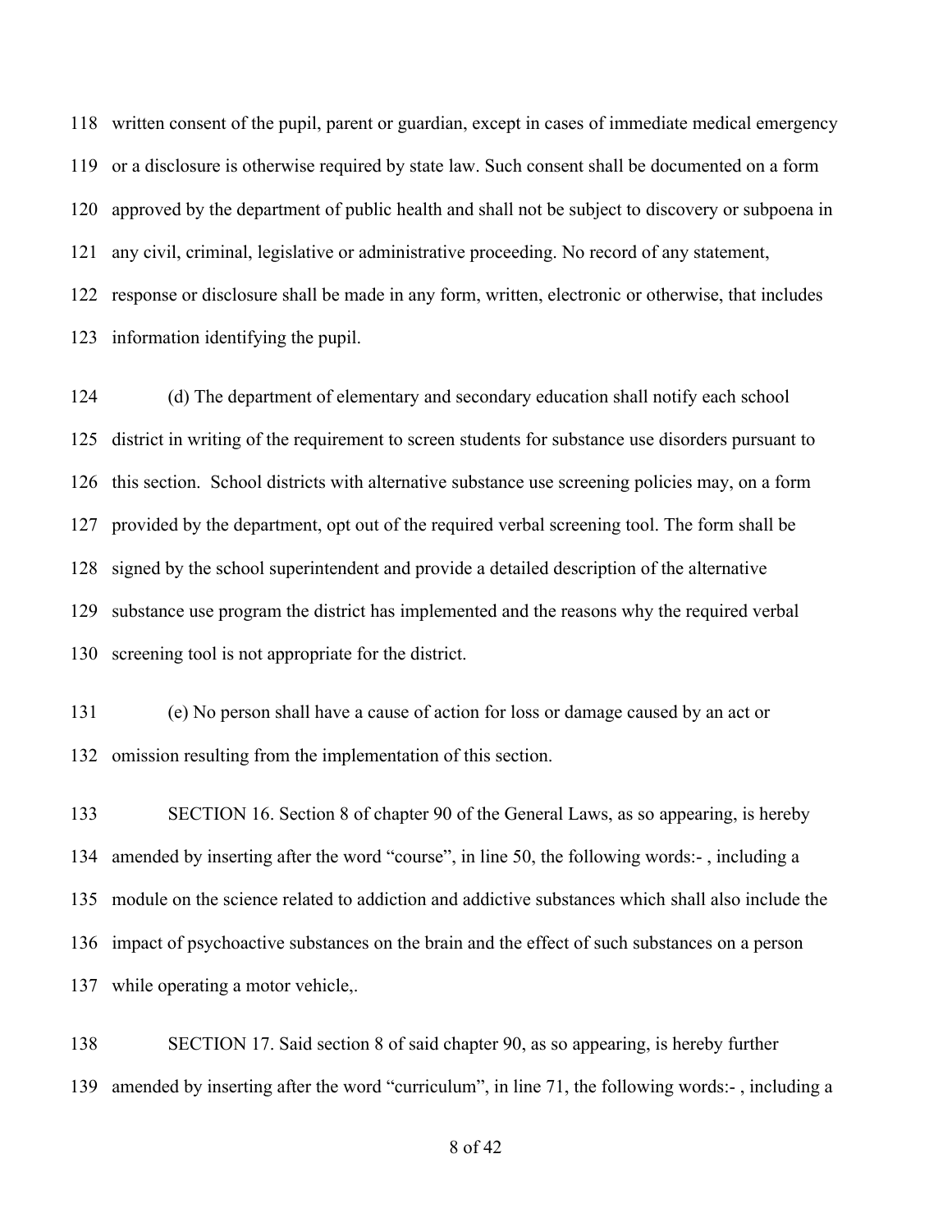written consent of the pupil, parent or guardian, except in cases of immediate medical emergency or a disclosure is otherwise required by state law. Such consent shall be documented on a form approved by the department of public health and shall not be subject to discovery or subpoena in any civil, criminal, legislative or administrative proceeding. No record of any statement, response or disclosure shall be made in any form, written, electronic or otherwise, that includes information identifying the pupil.

(d) The department of elementary and secondary education shall notify each school district in writing of the requirement to screen students for substance use disorders pursuant to this section. School districts with alternative substance use screening policies may, on a form provided by the department, opt out of the required verbal screening tool. The form shall be signed by the school superintendent and provide a detailed description of the alternative substance use program the district has implemented and the reasons why the required verbal screening tool is not appropriate for the district.

(e) No person shall have a cause of action for loss or damage caused by an act or omission resulting from the implementation of this section.

SECTION 16. Section 8 of chapter 90 of the General Laws, as so appearing, is hereby amended by inserting after the word "course", in line 50, the following words:- , including a module on the science related to addiction and addictive substances which shall also include the impact of psychoactive substances on the brain and the effect of such substances on a person while operating a motor vehicle,.

SECTION 17. Said section 8 of said chapter 90, as so appearing, is hereby further amended by inserting after the word "curriculum", in line 71, the following words:- , including a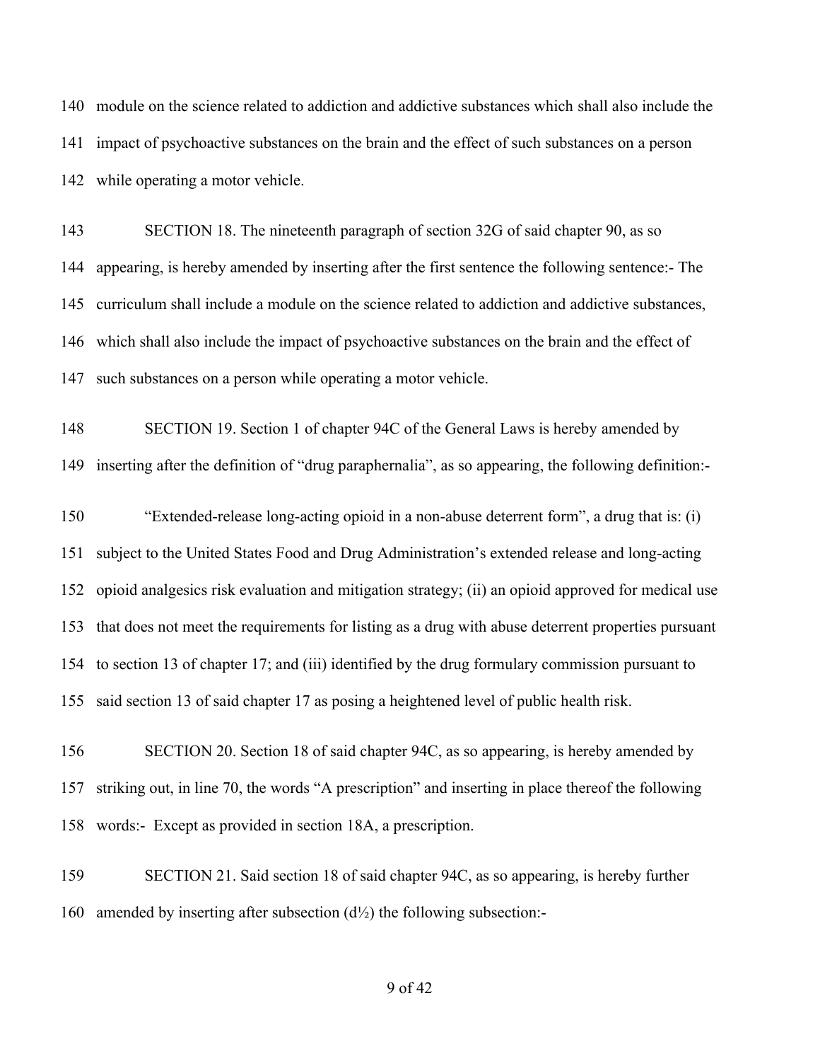140 module on the science related to addiction and addictive substances which shall also include the
141 impact of psychoactive substances on the brain and the effect of such substances on a person
142 while operating a motor vehicle.

143 SECTION 18. The nineteenth paragraph of section 32G of said chapter 90, as so
144 appearing, is hereby amended by inserting after the first sentence the following sentence:- The
145 curriculum shall include a module on the science related to addiction and addictive substances,
146 which shall also include the impact of psychoactive substances on the brain and the effect of
147 such substances on a person while operating a motor vehicle.

148 SECTION 19. Section 1 of chapter 94C of the General Laws is hereby amended by
149 inserting after the definition of "drug paraphernalia", as so appearing, the following definition:-

150 "Extended-release long-acting opioid in a non-abuse deterrent form", a drug that is: (i)
151 subject to the United States Food and Drug Administration's extended release and long-acting
152 opioid analgesics risk evaluation and mitigation strategy; (ii) an opioid approved for medical use
153 that does not meet the requirements for listing as a drug with abuse deterrent properties pursuant
154 to section 13 of chapter 17; and (iii) identified by the drug formulary commission pursuant to
155 said section 13 of said chapter 17 as posing a heightened level of public health risk.

156 SECTION 20. Section 18 of said chapter 94C, as so appearing, is hereby amended by
157 striking out, in line 70, the words "A prescription" and inserting in place thereof the following
158 words:- Except as provided in section 18A, a prescription.

159 SECTION 21. Said section 18 of said chapter 94C, as so appearing, is hereby further
160 amended by inserting after subsection (d½) the following subsection:-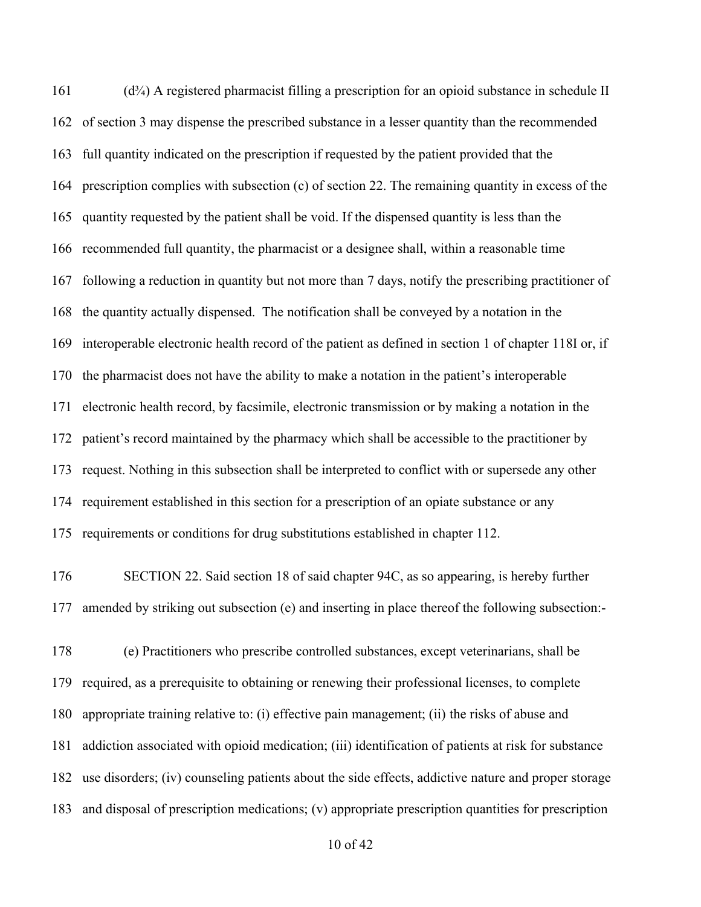(d¾) A registered pharmacist filling a prescription for an opioid substance in schedule II of section 3 may dispense the prescribed substance in a lesser quantity than the recommended full quantity indicated on the prescription if requested by the patient provided that the prescription complies with subsection (c) of section 22. The remaining quantity in excess of the quantity requested by the patient shall be void. If the dispensed quantity is less than the recommended full quantity, the pharmacist or a designee shall, within a reasonable time following a reduction in quantity but not more than 7 days, notify the prescribing practitioner of the quantity actually dispensed. The notification shall be conveyed by a notation in the interoperable electronic health record of the patient as defined in section 1 of chapter 118I or, if the pharmacist does not have the ability to make a notation in the patient's interoperable electronic health record, by facsimile, electronic transmission or by making a notation in the patient's record maintained by the pharmacy which shall be accessible to the practitioner by request. Nothing in this subsection shall be interpreted to conflict with or supersede any other requirement established in this section for a prescription of an opiate substance or any requirements or conditions for drug substitutions established in chapter 112.

SECTION 22. Said section 18 of said chapter 94C, as so appearing, is hereby further amended by striking out subsection (e) and inserting in place thereof the following subsection:-

(e) Practitioners who prescribe controlled substances, except veterinarians, shall be required, as a prerequisite to obtaining or renewing their professional licenses, to complete appropriate training relative to: (i) effective pain management; (ii) the risks of abuse and addiction associated with opioid medication; (iii) identification of patients at risk for substance use disorders; (iv) counseling patients about the side effects, addictive nature and proper storage and disposal of prescription medications; (v) appropriate prescription quantities for prescription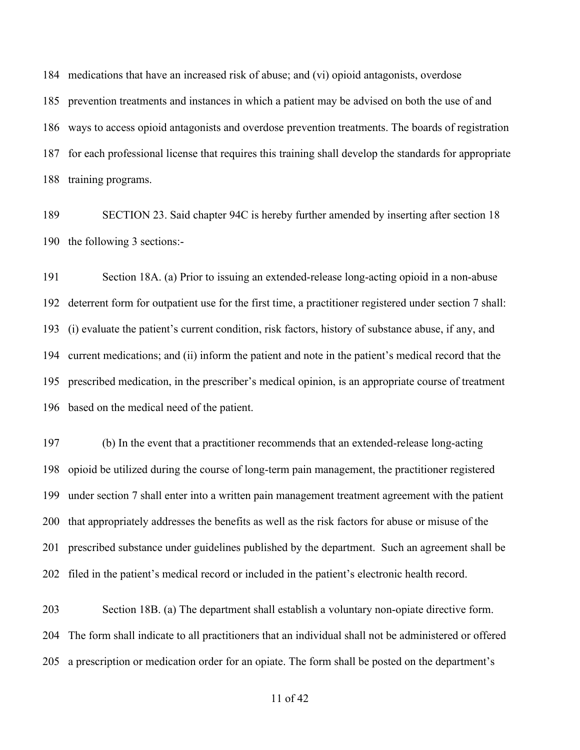medications that have an increased risk of abuse; and (vi) opioid antagonists, overdose prevention treatments and instances in which a patient may be advised on both the use of and ways to access opioid antagonists and overdose prevention treatments. The boards of registration for each professional license that requires this training shall develop the standards for appropriate training programs.

SECTION 23. Said chapter 94C is hereby further amended by inserting after section 18 the following 3 sections:-

Section 18A. (a) Prior to issuing an extended-release long-acting opioid in a non-abuse deterrent form for outpatient use for the first time, a practitioner registered under section 7 shall: (i) evaluate the patient's current condition, risk factors, history of substance abuse, if any, and current medications; and (ii) inform the patient and note in the patient's medical record that the prescribed medication, in the prescriber's medical opinion, is an appropriate course of treatment based on the medical need of the patient.

(b) In the event that a practitioner recommends that an extended-release long-acting opioid be utilized during the course of long-term pain management, the practitioner registered under section 7 shall enter into a written pain management treatment agreement with the patient that appropriately addresses the benefits as well as the risk factors for abuse or misuse of the prescribed substance under guidelines published by the department. Such an agreement shall be filed in the patient's medical record or included in the patient's electronic health record.

Section 18B. (a) The department shall establish a voluntary non-opiate directive form. The form shall indicate to all practitioners that an individual shall not be administered or offered a prescription or medication order for an opiate. The form shall be posted on the department's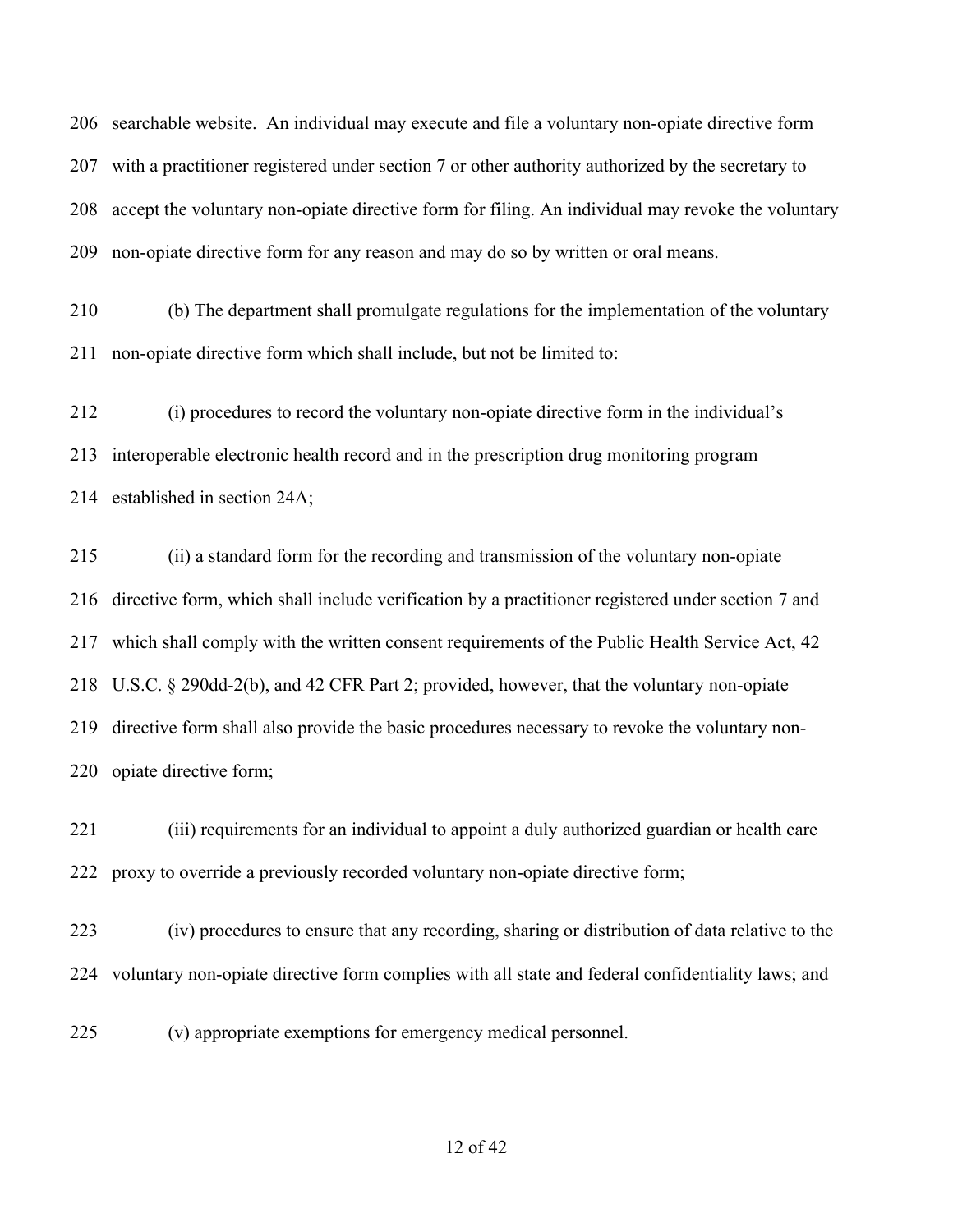searchable website. An individual may execute and file a voluntary non-opiate directive form with a practitioner registered under section 7 or other authority authorized by the secretary to accept the voluntary non-opiate directive form for filing. An individual may revoke the voluntary non-opiate directive form for any reason and may do so by written or oral means.

(b) The department shall promulgate regulations for the implementation of the voluntary non-opiate directive form which shall include, but not be limited to:

(i) procedures to record the voluntary non-opiate directive form in the individual's interoperable electronic health record and in the prescription drug monitoring program established in section 24A;

(ii) a standard form for the recording and transmission of the voluntary non-opiate directive form, which shall include verification by a practitioner registered under section 7 and which shall comply with the written consent requirements of the Public Health Service Act, 42 U.S.C. § 290dd-2(b), and 42 CFR Part 2; provided, however, that the voluntary non-opiate directive form shall also provide the basic procedures necessary to revoke the voluntary non-opiate directive form;

(iii) requirements for an individual to appoint a duly authorized guardian or health care proxy to override a previously recorded voluntary non-opiate directive form;

(iv) procedures to ensure that any recording, sharing or distribution of data relative to the voluntary non-opiate directive form complies with all state and federal confidentiality laws; and

(v) appropriate exemptions for emergency medical personnel.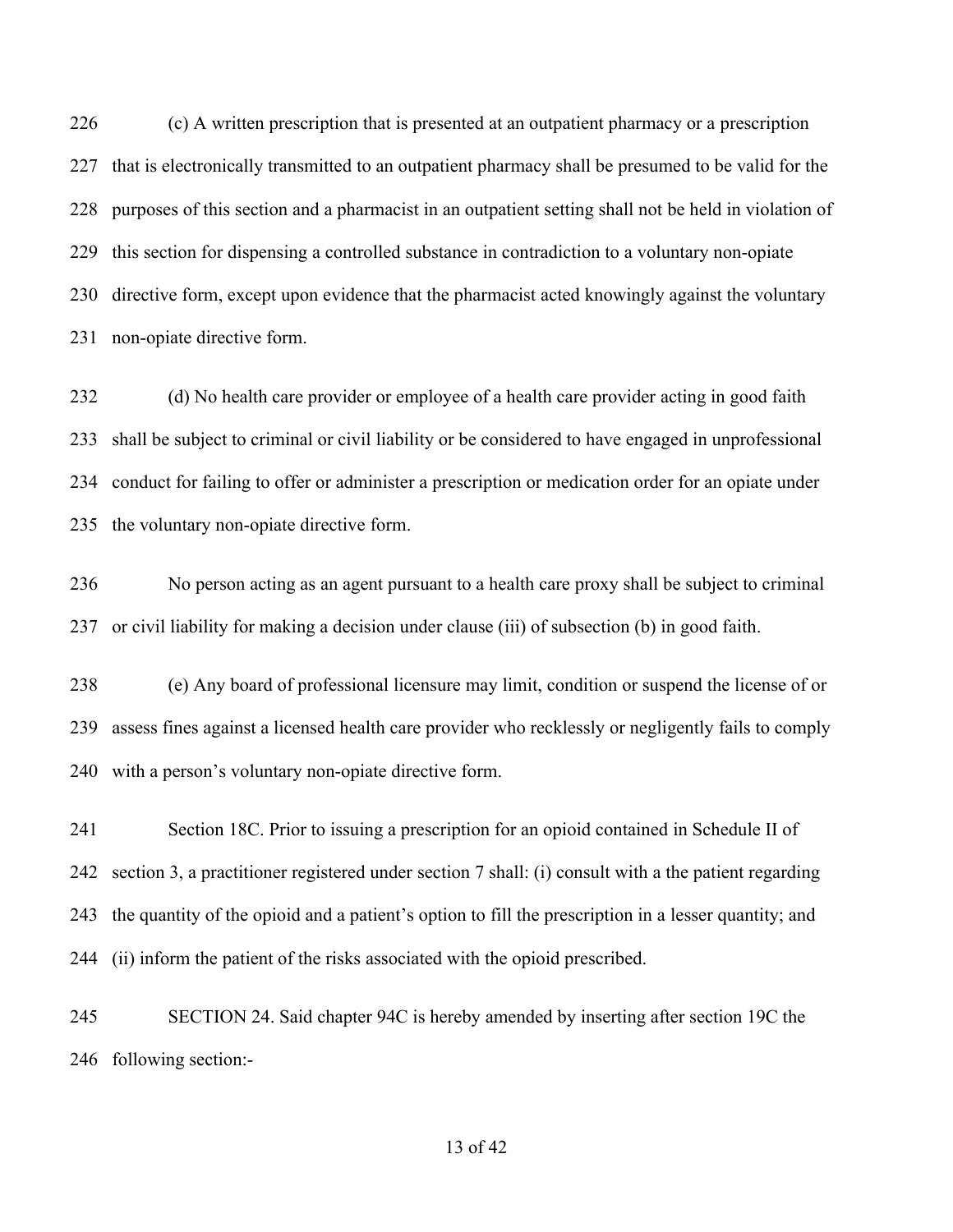(c) A written prescription that is presented at an outpatient pharmacy or a prescription that is electronically transmitted to an outpatient pharmacy shall be presumed to be valid for the purposes of this section and a pharmacist in an outpatient setting shall not be held in violation of this section for dispensing a controlled substance in contradiction to a voluntary non-opiate directive form, except upon evidence that the pharmacist acted knowingly against the voluntary non-opiate directive form.

(d) No health care provider or employee of a health care provider acting in good faith shall be subject to criminal or civil liability or be considered to have engaged in unprofessional conduct for failing to offer or administer a prescription or medication order for an opiate under the voluntary non-opiate directive form.

No person acting as an agent pursuant to a health care proxy shall be subject to criminal or civil liability for making a decision under clause (iii) of subsection (b) in good faith.

(e) Any board of professional licensure may limit, condition or suspend the license of or assess fines against a licensed health care provider who recklessly or negligently fails to comply with a person's voluntary non-opiate directive form.

Section 18C. Prior to issuing a prescription for an opioid contained in Schedule II of section 3, a practitioner registered under section 7 shall: (i) consult with a the patient regarding the quantity of the opioid and a patient's option to fill the prescription in a lesser quantity; and (ii) inform the patient of the risks associated with the opioid prescribed.

SECTION 24. Said chapter 94C is hereby amended by inserting after section 19C the following section:-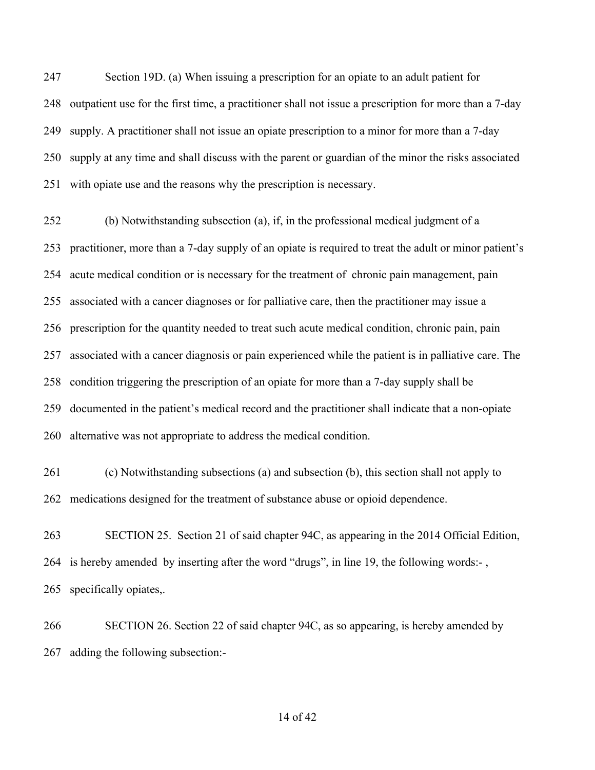Section 19D. (a) When issuing a prescription for an opiate to an adult patient for outpatient use for the first time, a practitioner shall not issue a prescription for more than a 7-day supply. A practitioner shall not issue an opiate prescription to a minor for more than a 7-day supply at any time and shall discuss with the parent or guardian of the minor the risks associated with opiate use and the reasons why the prescription is necessary.

(b) Notwithstanding subsection (a), if, in the professional medical judgment of a practitioner, more than a 7-day supply of an opiate is required to treat the adult or minor patient's acute medical condition or is necessary for the treatment of chronic pain management, pain associated with a cancer diagnoses or for palliative care, then the practitioner may issue a prescription for the quantity needed to treat such acute medical condition, chronic pain, pain associated with a cancer diagnosis or pain experienced while the patient is in palliative care. The condition triggering the prescription of an opiate for more than a 7-day supply shall be documented in the patient's medical record and the practitioner shall indicate that a non-opiate alternative was not appropriate to address the medical condition.

(c) Notwithstanding subsections (a) and subsection (b), this section shall not apply to medications designed for the treatment of substance abuse or opioid dependence.

SECTION 25. Section 21 of said chapter 94C, as appearing in the 2014 Official Edition, is hereby amended by inserting after the word "drugs", in line 19, the following words:- , specifically opiates,.

SECTION 26. Section 22 of said chapter 94C, as so appearing, is hereby amended by adding the following subsection:-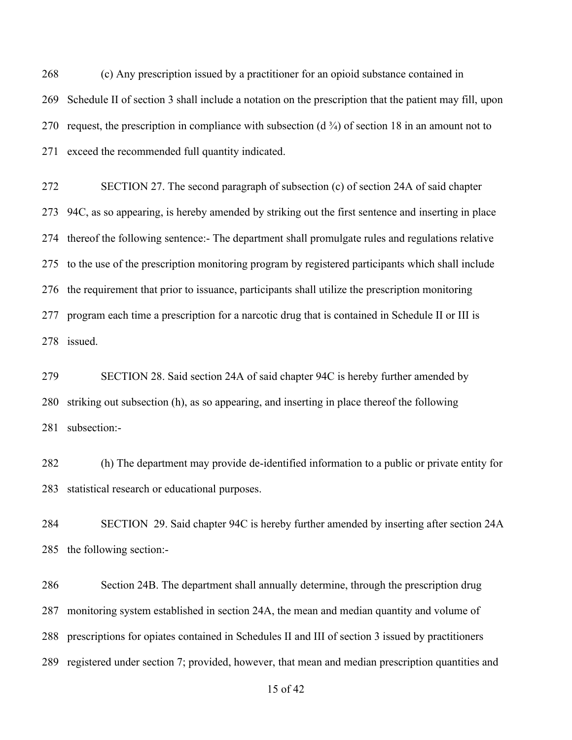(c) Any prescription issued by a practitioner for an opioid substance contained in Schedule II of section 3 shall include a notation on the prescription that the patient may fill, upon request, the prescription in compliance with subsection (d ¾) of section 18 in an amount not to exceed the recommended full quantity indicated.

SECTION 27. The second paragraph of subsection (c) of section 24A of said chapter 94C, as so appearing, is hereby amended by striking out the first sentence and inserting in place thereof the following sentence:- The department shall promulgate rules and regulations relative to the use of the prescription monitoring program by registered participants which shall include the requirement that prior to issuance, participants shall utilize the prescription monitoring program each time a prescription for a narcotic drug that is contained in Schedule II or III is issued.

SECTION 28. Said section 24A of said chapter 94C is hereby further amended by striking out subsection (h), as so appearing, and inserting in place thereof the following subsection:-

(h) The department may provide de-identified information to a public or private entity for statistical research or educational purposes.

SECTION 29. Said chapter 94C is hereby further amended by inserting after section 24A the following section:-

Section 24B. The department shall annually determine, through the prescription drug monitoring system established in section 24A, the mean and median quantity and volume of prescriptions for opiates contained in Schedules II and III of section 3 issued by practitioners registered under section 7; provided, however, that mean and median prescription quantities and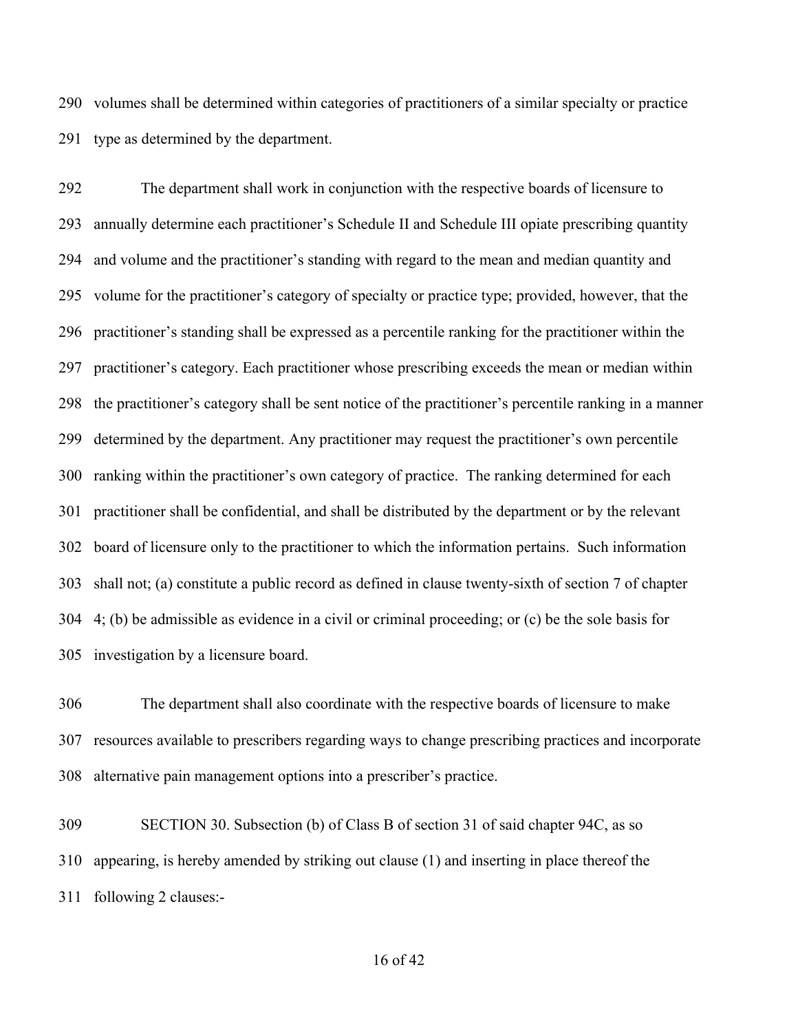volumes shall be determined within categories of practitioners of a similar specialty or practice type as determined by the department.

The department shall work in conjunction with the respective boards of licensure to annually determine each practitioner's Schedule II and Schedule III opiate prescribing quantity and volume and the practitioner's standing with regard to the mean and median quantity and volume for the practitioner's category of specialty or practice type; provided, however, that the practitioner's standing shall be expressed as a percentile ranking for the practitioner within the practitioner's category. Each practitioner whose prescribing exceeds the mean or median within the practitioner's category shall be sent notice of the practitioner's percentile ranking in a manner determined by the department. Any practitioner may request the practitioner's own percentile ranking within the practitioner's own category of practice. The ranking determined for each practitioner shall be confidential, and shall be distributed by the department or by the relevant board of licensure only to the practitioner to which the information pertains. Such information shall not; (a) constitute a public record as defined in clause twenty-sixth of section 7 of chapter 4; (b) be admissible as evidence in a civil or criminal proceeding; or (c) be the sole basis for investigation by a licensure board.

The department shall also coordinate with the respective boards of licensure to make resources available to prescribers regarding ways to change prescribing practices and incorporate alternative pain management options into a prescriber's practice.

SECTION 30. Subsection (b) of Class B of section 31 of said chapter 94C, as so appearing, is hereby amended by striking out clause (1) and inserting in place thereof the following 2 clauses:-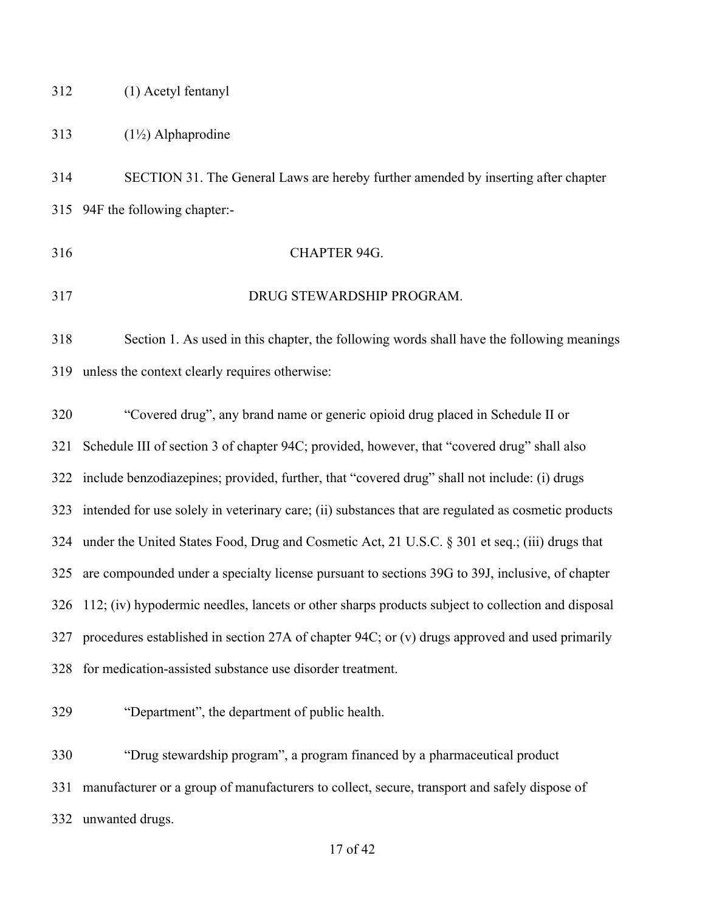(1) Acetyl fentanyl

(1½) Alphaprodine

SECTION 31. The General Laws are hereby further amended by inserting after chapter 94F the following chapter:-

CHAPTER 94G.

DRUG STEWARDSHIP PROGRAM.

Section 1. As used in this chapter, the following words shall have the following meanings unless the context clearly requires otherwise:

"Covered drug", any brand name or generic opioid drug placed in Schedule II or Schedule III of section 3 of chapter 94C; provided, however, that "covered drug" shall also include benzodiazepines; provided, further, that "covered drug" shall not include: (i) drugs intended for use solely in veterinary care; (ii) substances that are regulated as cosmetic products under the United States Food, Drug and Cosmetic Act, 21 U.S.C. § 301 et seq.; (iii) drugs that are compounded under a specialty license pursuant to sections 39G to 39J, inclusive, of chapter 112; (iv) hypodermic needles, lancets or other sharps products subject to collection and disposal procedures established in section 27A of chapter 94C; or (v) drugs approved and used primarily for medication-assisted substance use disorder treatment.

"Department", the department of public health.

"Drug stewardship program", a program financed by a pharmaceutical product manufacturer or a group of manufacturers to collect, secure, transport and safely dispose of unwanted drugs.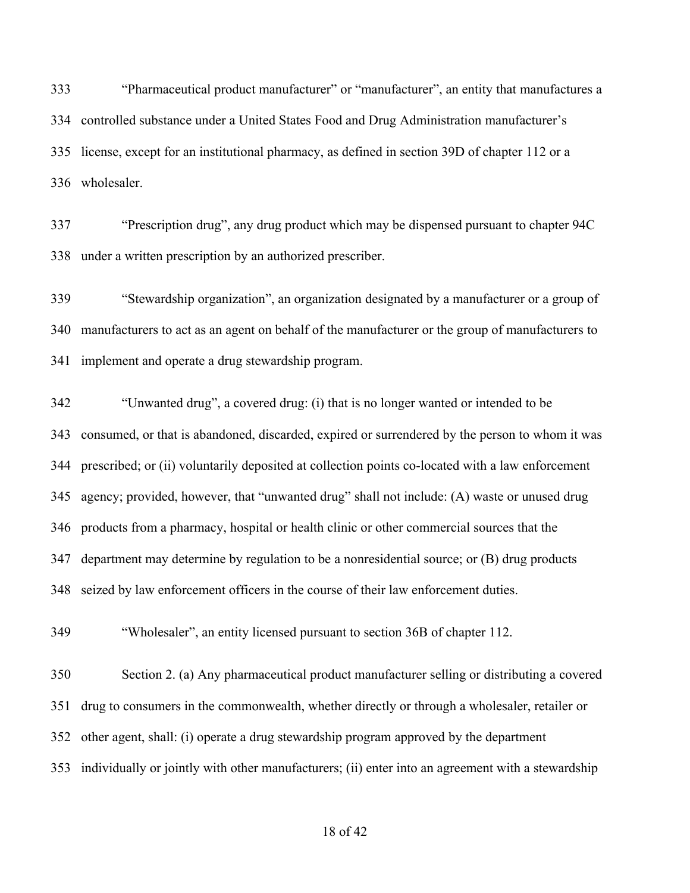333 "Pharmaceutical product manufacturer" or "manufacturer", an entity that manufactures a
334 controlled substance under a United States Food and Drug Administration manufacturer's
335 license, except for an institutional pharmacy, as defined in section 39D of chapter 112 or a
336 wholesaler.

337 "Prescription drug", any drug product which may be dispensed pursuant to chapter 94C
338 under a written prescription by an authorized prescriber.

339 "Stewardship organization", an organization designated by a manufacturer or a group of
340 manufacturers to act as an agent on behalf of the manufacturer or the group of manufacturers to
341 implement and operate a drug stewardship program.

342 "Unwanted drug", a covered drug: (i) that is no longer wanted or intended to be
343 consumed, or that is abandoned, discarded, expired or surrendered by the person to whom it was
344 prescribed; or (ii) voluntarily deposited at collection points co-located with a law enforcement
345 agency; provided, however, that "unwanted drug" shall not include: (A) waste or unused drug
346 products from a pharmacy, hospital or health clinic or other commercial sources that the
347 department may determine by regulation to be a nonresidential source; or (B) drug products
348 seized by law enforcement officers in the course of their law enforcement duties.

349 "Wholesaler", an entity licensed pursuant to section 36B of chapter 112.

350 Section 2. (a) Any pharmaceutical product manufacturer selling or distributing a covered
351 drug to consumers in the commonwealth, whether directly or through a wholesaler, retailer or
352 other agent, shall: (i) operate a drug stewardship program approved by the department
353 individually or jointly with other manufacturers; (ii) enter into an agreement with a stewardship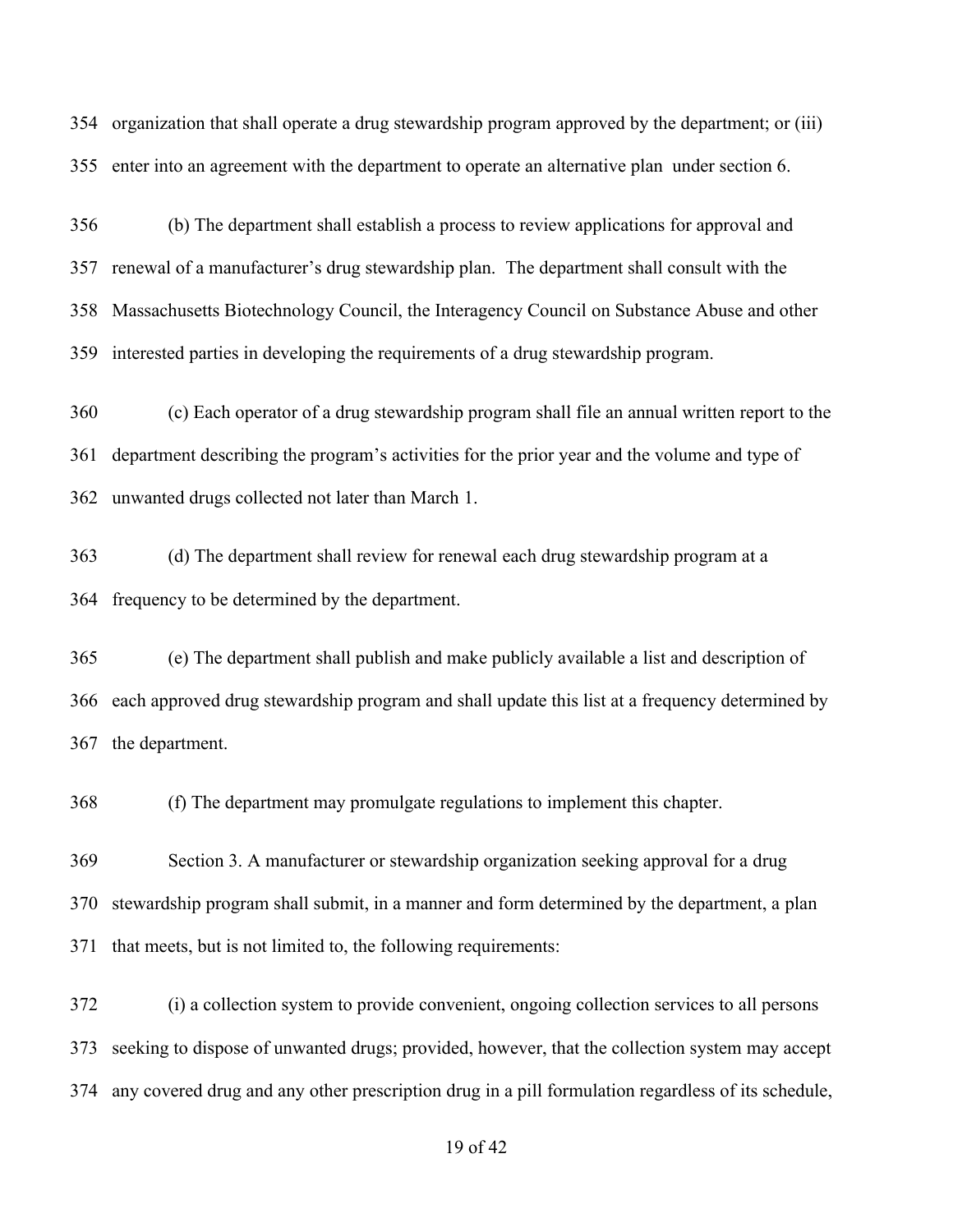organization that shall operate a drug stewardship program approved by the department; or (iii) enter into an agreement with the department to operate an alternative plan under section 6.

(b) The department shall establish a process to review applications for approval and renewal of a manufacturer's drug stewardship plan. The department shall consult with the Massachusetts Biotechnology Council, the Interagency Council on Substance Abuse and other interested parties in developing the requirements of a drug stewardship program.

(c) Each operator of a drug stewardship program shall file an annual written report to the department describing the program's activities for the prior year and the volume and type of unwanted drugs collected not later than March 1.

(d) The department shall review for renewal each drug stewardship program at a frequency to be determined by the department.

(e) The department shall publish and make publicly available a list and description of each approved drug stewardship program and shall update this list at a frequency determined by the department.

(f) The department may promulgate regulations to implement this chapter.

Section 3. A manufacturer or stewardship organization seeking approval for a drug stewardship program shall submit, in a manner and form determined by the department, a plan that meets, but is not limited to, the following requirements:

(i) a collection system to provide convenient, ongoing collection services to all persons seeking to dispose of unwanted drugs; provided, however, that the collection system may accept any covered drug and any other prescription drug in a pill formulation regardless of its schedule,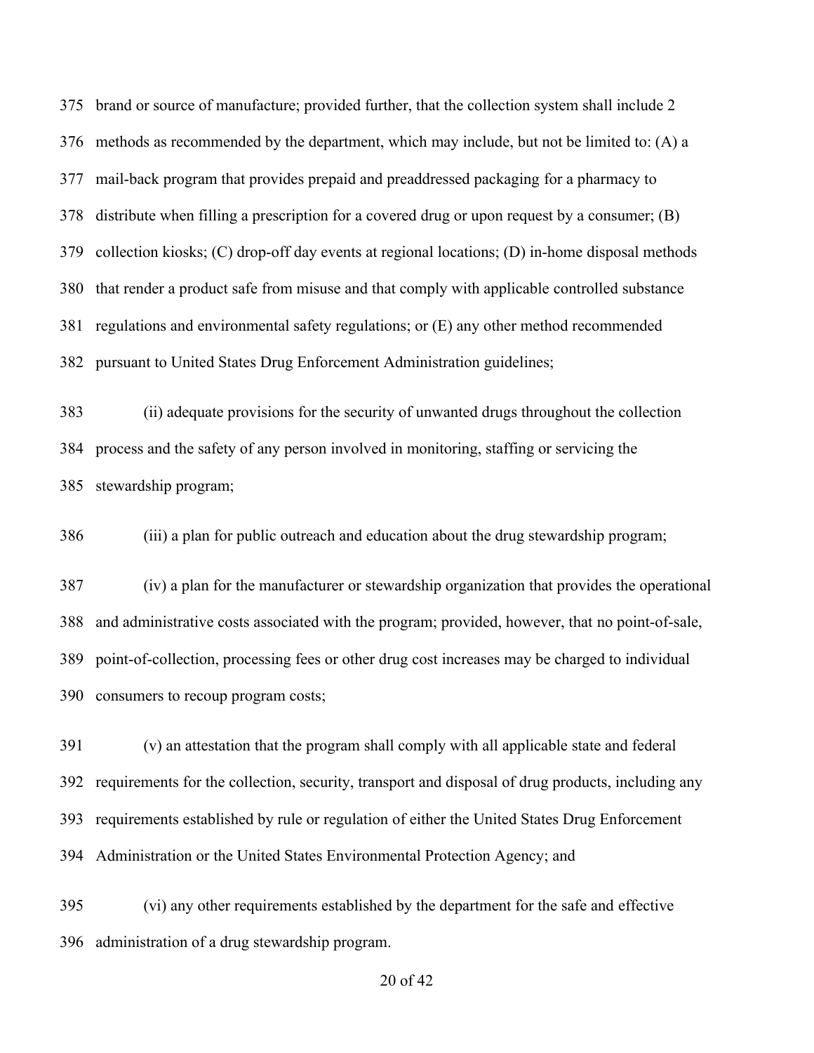brand or source of manufacture; provided further, that the collection system shall include 2 methods as recommended by the department, which may include, but not be limited to: (A) a mail-back program that provides prepaid and preaddressed packaging for a pharmacy to distribute when filling a prescription for a covered drug or upon request by a consumer; (B) collection kiosks; (C) drop-off day events at regional locations; (D) in-home disposal methods that render a product safe from misuse and that comply with applicable controlled substance regulations and environmental safety regulations; or (E) any other method recommended pursuant to United States Drug Enforcement Administration guidelines;

(ii) adequate provisions for the security of unwanted drugs throughout the collection process and the safety of any person involved in monitoring, staffing or servicing the stewardship program;

(iii) a plan for public outreach and education about the drug stewardship program;

(iv) a plan for the manufacturer or stewardship organization that provides the operational and administrative costs associated with the program; provided, however, that no point-of-sale, point-of-collection, processing fees or other drug cost increases may be charged to individual consumers to recoup program costs;

(v) an attestation that the program shall comply with all applicable state and federal requirements for the collection, security, transport and disposal of drug products, including any requirements established by rule or regulation of either the United States Drug Enforcement Administration or the United States Environmental Protection Agency; and

(vi) any other requirements established by the department for the safe and effective administration of a drug stewardship program.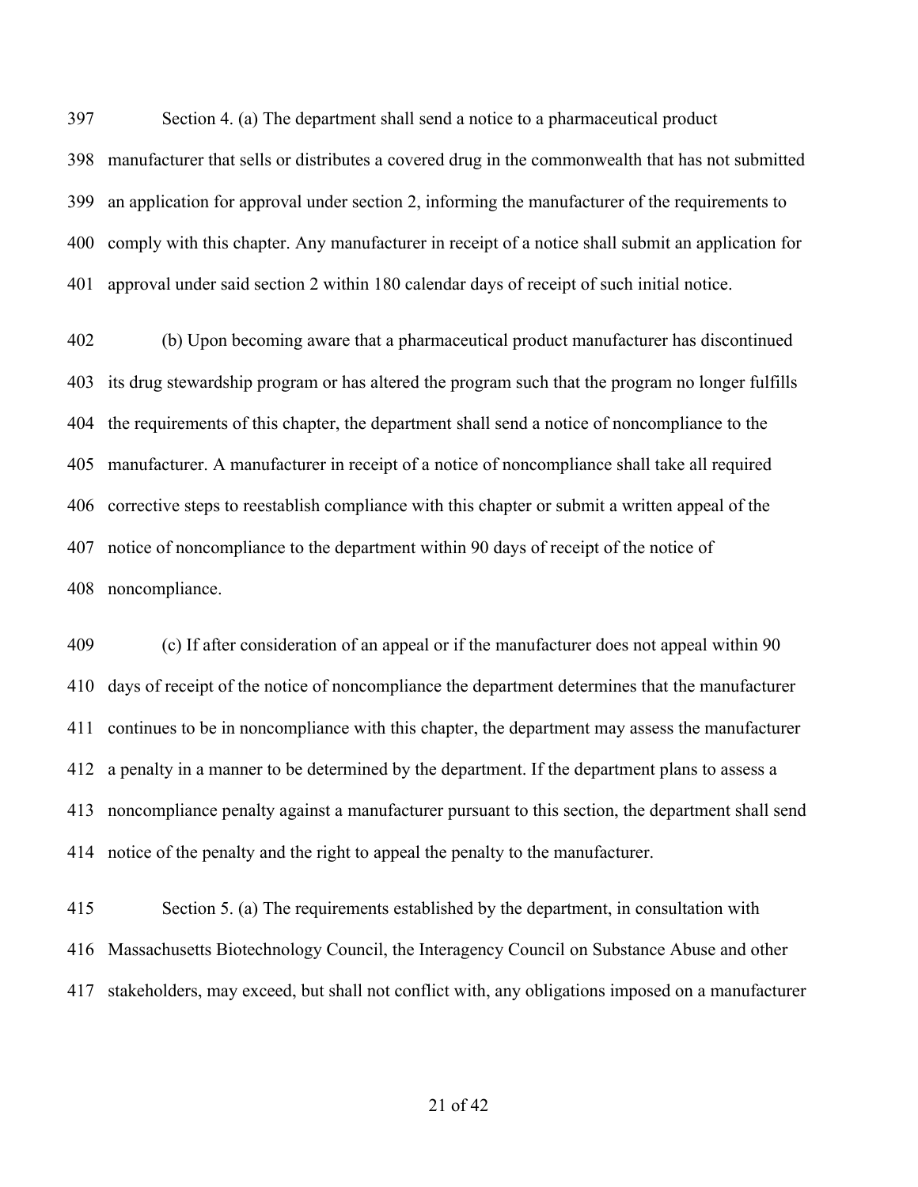Section 4. (a) The department shall send a notice to a pharmaceutical product manufacturer that sells or distributes a covered drug in the commonwealth that has not submitted an application for approval under section 2, informing the manufacturer of the requirements to comply with this chapter. Any manufacturer in receipt of a notice shall submit an application for approval under said section 2 within 180 calendar days of receipt of such initial notice.

(b) Upon becoming aware that a pharmaceutical product manufacturer has discontinued its drug stewardship program or has altered the program such that the program no longer fulfills the requirements of this chapter, the department shall send a notice of noncompliance to the manufacturer. A manufacturer in receipt of a notice of noncompliance shall take all required corrective steps to reestablish compliance with this chapter or submit a written appeal of the notice of noncompliance to the department within 90 days of receipt of the notice of noncompliance.

(c) If after consideration of an appeal or if the manufacturer does not appeal within 90 days of receipt of the notice of noncompliance the department determines that the manufacturer continues to be in noncompliance with this chapter, the department may assess the manufacturer a penalty in a manner to be determined by the department. If the department plans to assess a noncompliance penalty against a manufacturer pursuant to this section, the department shall send notice of the penalty and the right to appeal the penalty to the manufacturer.

Section 5. (a) The requirements established by the department, in consultation with Massachusetts Biotechnology Council, the Interagency Council on Substance Abuse and other stakeholders, may exceed, but shall not conflict with, any obligations imposed on a manufacturer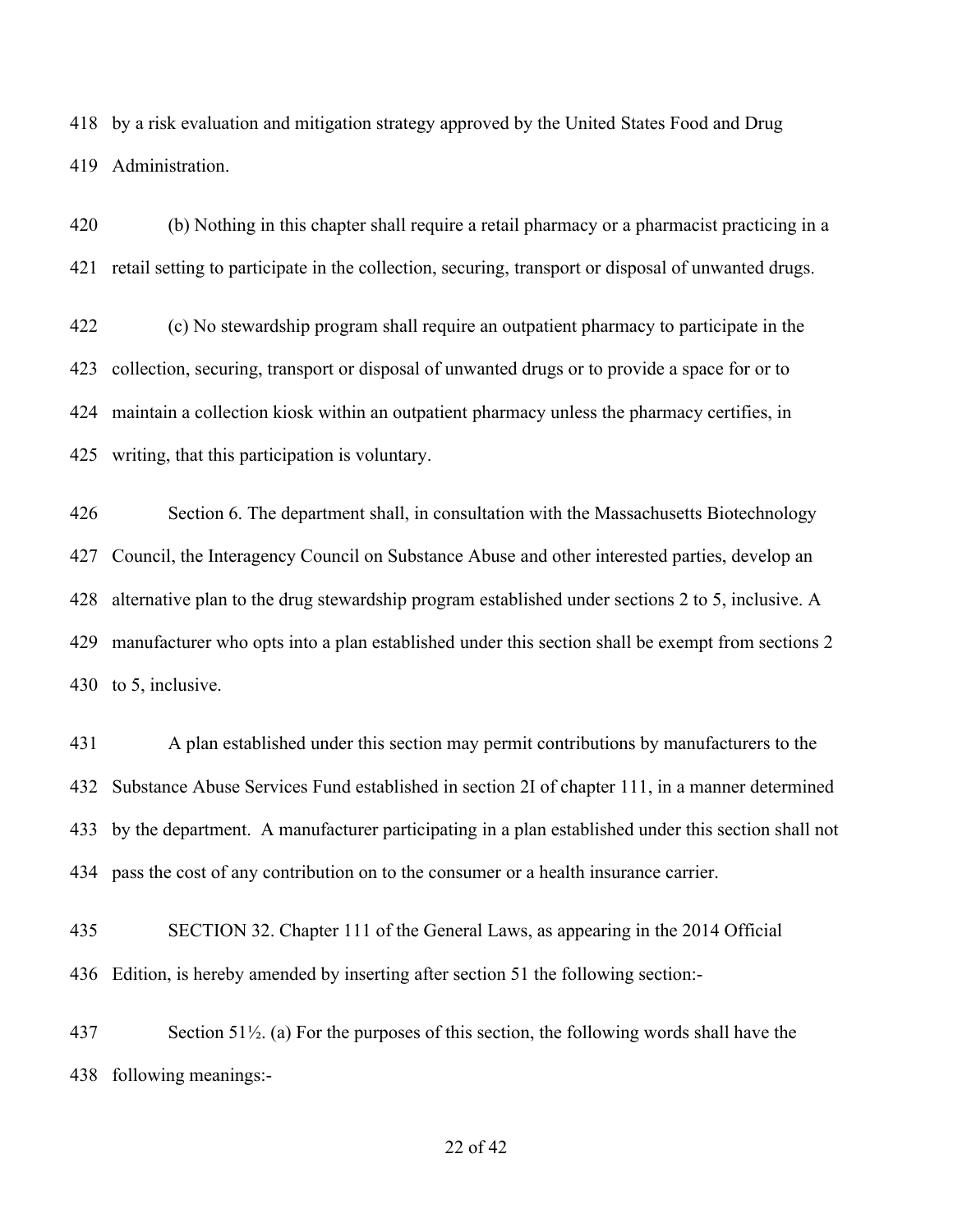by a risk evaluation and mitigation strategy approved by the United States Food and Drug Administration.

(b) Nothing in this chapter shall require a retail pharmacy or a pharmacist practicing in a retail setting to participate in the collection, securing, transport or disposal of unwanted drugs.

(c) No stewardship program shall require an outpatient pharmacy to participate in the collection, securing, transport or disposal of unwanted drugs or to provide a space for or to maintain a collection kiosk within an outpatient pharmacy unless the pharmacy certifies, in writing, that this participation is voluntary.

Section 6. The department shall, in consultation with the Massachusetts Biotechnology Council, the Interagency Council on Substance Abuse and other interested parties, develop an alternative plan to the drug stewardship program established under sections 2 to 5, inclusive. A manufacturer who opts into a plan established under this section shall be exempt from sections 2 to 5, inclusive.

A plan established under this section may permit contributions by manufacturers to the Substance Abuse Services Fund established in section 2I of chapter 111, in a manner determined by the department. A manufacturer participating in a plan established under this section shall not pass the cost of any contribution on to the consumer or a health insurance carrier.

SECTION 32. Chapter 111 of the General Laws, as appearing in the 2014 Official Edition, is hereby amended by inserting after section 51 the following section:-

Section 51½. (a) For the purposes of this section, the following words shall have the following meanings:-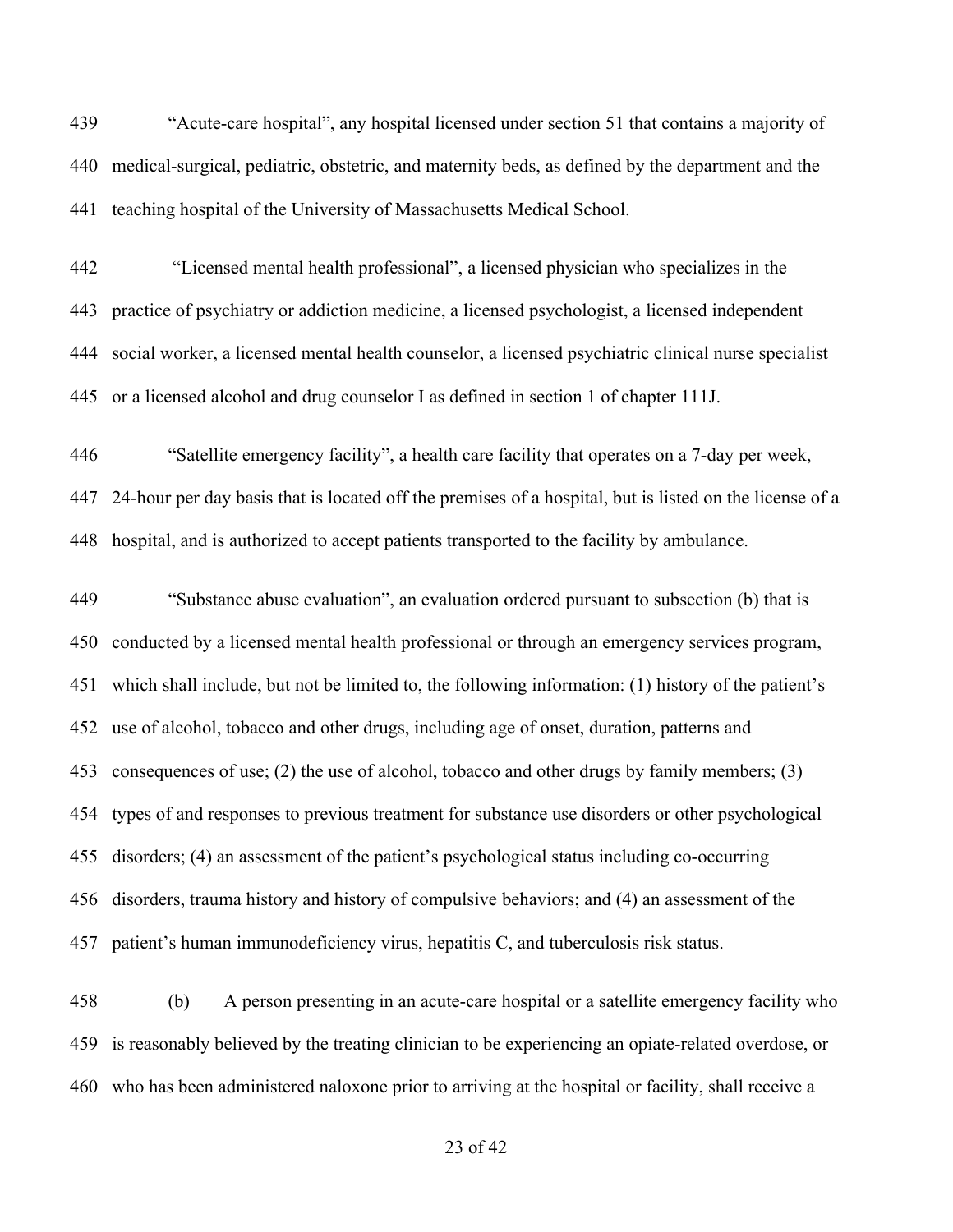"Acute-care hospital", any hospital licensed under section 51 that contains a majority of medical-surgical, pediatric, obstetric, and maternity beds, as defined by the department and the teaching hospital of the University of Massachusetts Medical School.

"Licensed mental health professional", a licensed physician who specializes in the practice of psychiatry or addiction medicine, a licensed psychologist, a licensed independent social worker, a licensed mental health counselor, a licensed psychiatric clinical nurse specialist or a licensed alcohol and drug counselor I as defined in section 1 of chapter 111J.

"Satellite emergency facility", a health care facility that operates on a 7-day per week, 24-hour per day basis that is located off the premises of a hospital, but is listed on the license of a hospital, and is authorized to accept patients transported to the facility by ambulance.

"Substance abuse evaluation", an evaluation ordered pursuant to subsection (b) that is conducted by a licensed mental health professional or through an emergency services program, which shall include, but not be limited to, the following information: (1) history of the patient's use of alcohol, tobacco and other drugs, including age of onset, duration, patterns and consequences of use; (2) the use of alcohol, tobacco and other drugs by family members; (3) types of and responses to previous treatment for substance use disorders or other psychological disorders; (4) an assessment of the patient's psychological status including co-occurring disorders, trauma history and history of compulsive behaviors; and (4) an assessment of the patient's human immunodeficiency virus, hepatitis C, and tuberculosis risk status.

(b) A person presenting in an acute-care hospital or a satellite emergency facility who is reasonably believed by the treating clinician to be experiencing an opiate-related overdose, or who has been administered naloxone prior to arriving at the hospital or facility, shall receive a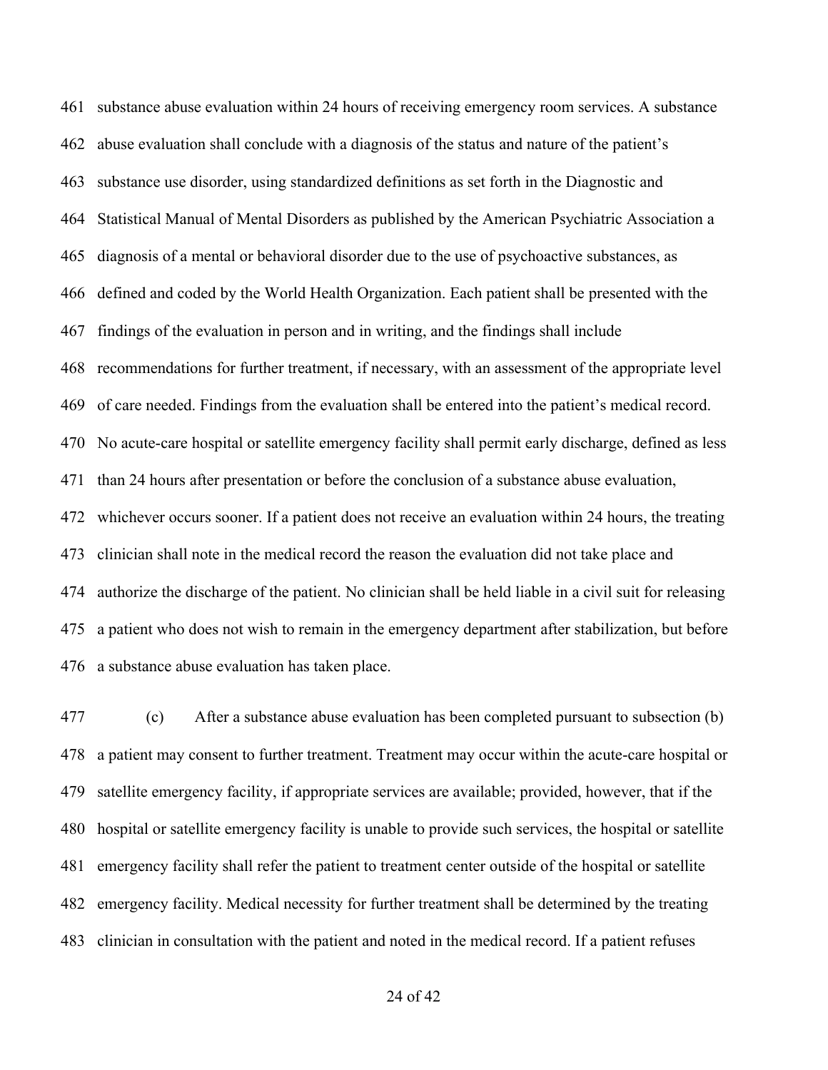461 substance abuse evaluation within 24 hours of receiving emergency room services. A substance
462 abuse evaluation shall conclude with a diagnosis of the status and nature of the patient's
463 substance use disorder, using standardized definitions as set forth in the Diagnostic and
464 Statistical Manual of Mental Disorders as published by the American Psychiatric Association a
465 diagnosis of a mental or behavioral disorder due to the use of psychoactive substances, as
466 defined and coded by the World Health Organization. Each patient shall be presented with the
467 findings of the evaluation in person and in writing, and the findings shall include
468 recommendations for further treatment, if necessary, with an assessment of the appropriate level
469 of care needed. Findings from the evaluation shall be entered into the patient's medical record.
470 No acute-care hospital or satellite emergency facility shall permit early discharge, defined as less
471 than 24 hours after presentation or before the conclusion of a substance abuse evaluation,
472 whichever occurs sooner. If a patient does not receive an evaluation within 24 hours, the treating
473 clinician shall note in the medical record the reason the evaluation did not take place and
474 authorize the discharge of the patient. No clinician shall be held liable in a civil suit for releasing
475 a patient who does not wish to remain in the emergency department after stabilization, but before
476 a substance abuse evaluation has taken place.

477 (c) After a substance abuse evaluation has been completed pursuant to subsection (b)
478 a patient may consent to further treatment. Treatment may occur within the acute-care hospital or
479 satellite emergency facility, if appropriate services are available; provided, however, that if the
480 hospital or satellite emergency facility is unable to provide such services, the hospital or satellite
481 emergency facility shall refer the patient to treatment center outside of the hospital or satellite
482 emergency facility. Medical necessity for further treatment shall be determined by the treating
483 clinician in consultation with the patient and noted in the medical record. If a patient refuses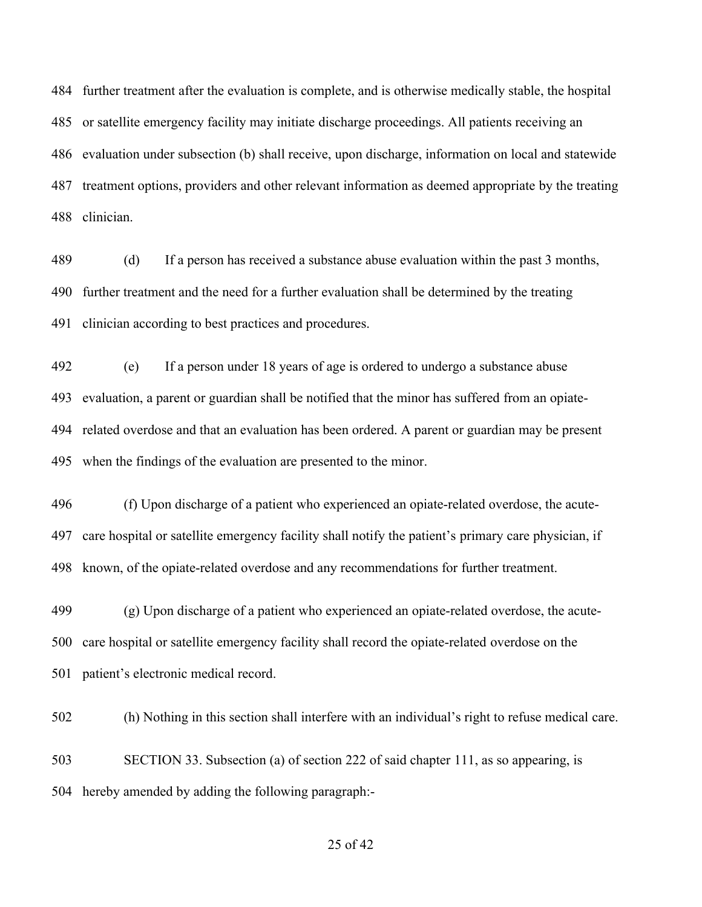further treatment after the evaluation is complete, and is otherwise medically stable, the hospital or satellite emergency facility may initiate discharge proceedings. All patients receiving an evaluation under subsection (b) shall receive, upon discharge, information on local and statewide treatment options, providers and other relevant information as deemed appropriate by the treating clinician.

(d) If a person has received a substance abuse evaluation within the past 3 months, further treatment and the need for a further evaluation shall be determined by the treating clinician according to best practices and procedures.

(e) If a person under 18 years of age is ordered to undergo a substance abuse evaluation, a parent or guardian shall be notified that the minor has suffered from an opiate-related overdose and that an evaluation has been ordered. A parent or guardian may be present when the findings of the evaluation are presented to the minor.

(f) Upon discharge of a patient who experienced an opiate-related overdose, the acute-care hospital or satellite emergency facility shall notify the patient's primary care physician, if known, of the opiate-related overdose and any recommendations for further treatment.

(g) Upon discharge of a patient who experienced an opiate-related overdose, the acute-care hospital or satellite emergency facility shall record the opiate-related overdose on the patient's electronic medical record.

(h) Nothing in this section shall interfere with an individual's right to refuse medical care.

SECTION 33. Subsection (a) of section 222 of said chapter 111, as so appearing, is hereby amended by adding the following paragraph:-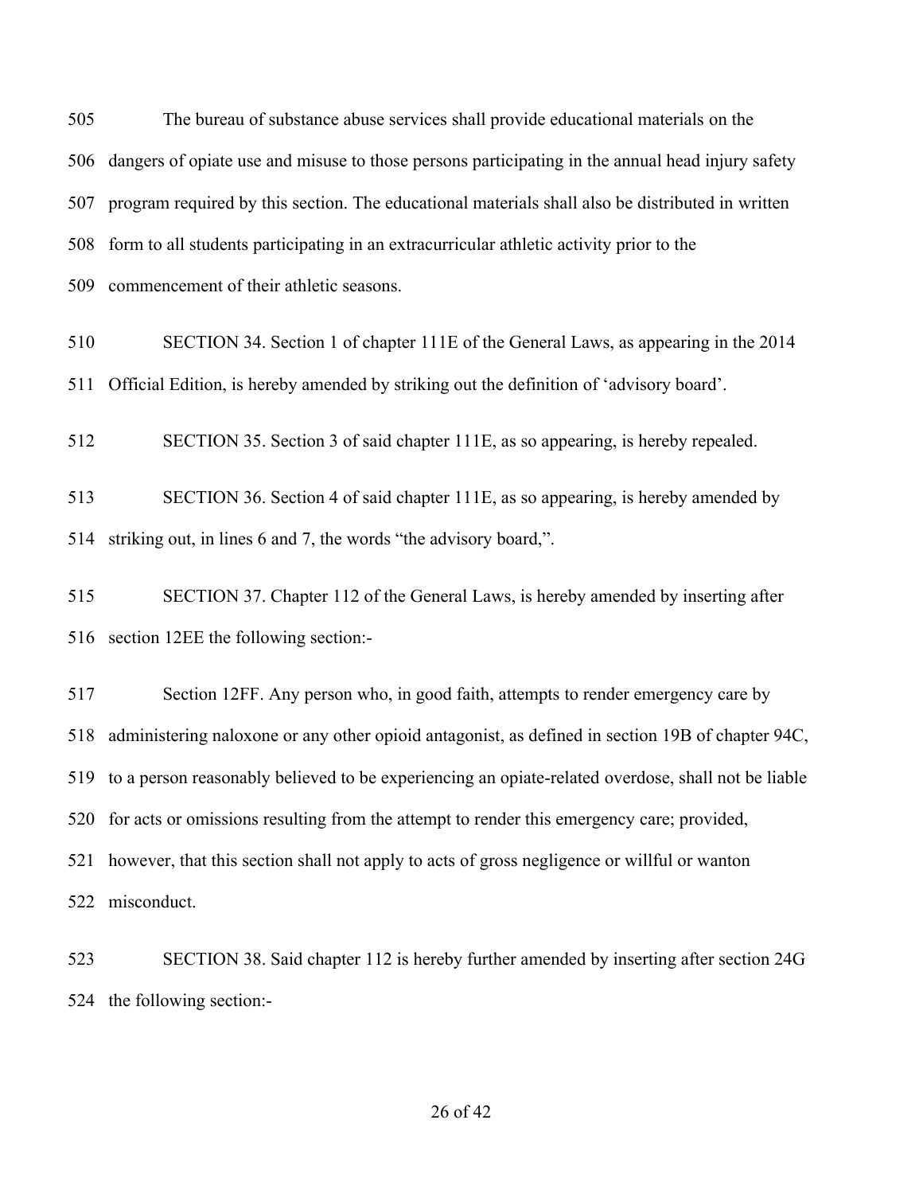The bureau of substance abuse services shall provide educational materials on the dangers of opiate use and misuse to those persons participating in the annual head injury safety program required by this section. The educational materials shall also be distributed in written form to all students participating in an extracurricular athletic activity prior to the commencement of their athletic seasons.

SECTION 34. Section 1 of chapter 111E of the General Laws, as appearing in the 2014 Official Edition, is hereby amended by striking out the definition of 'advisory board'.

SECTION 35. Section 3 of said chapter 111E, as so appearing, is hereby repealed.

SECTION 36. Section 4 of said chapter 111E, as so appearing, is hereby amended by striking out, in lines 6 and 7, the words "the advisory board,".

SECTION 37. Chapter 112 of the General Laws, is hereby amended by inserting after section 12EE the following section:-

Section 12FF. Any person who, in good faith, attempts to render emergency care by administering naloxone or any other opioid antagonist, as defined in section 19B of chapter 94C, to a person reasonably believed to be experiencing an opiate-related overdose, shall not be liable for acts or omissions resulting from the attempt to render this emergency care; provided, however, that this section shall not apply to acts of gross negligence or willful or wanton misconduct.

SECTION 38. Said chapter 112 is hereby further amended by inserting after section 24G the following section:-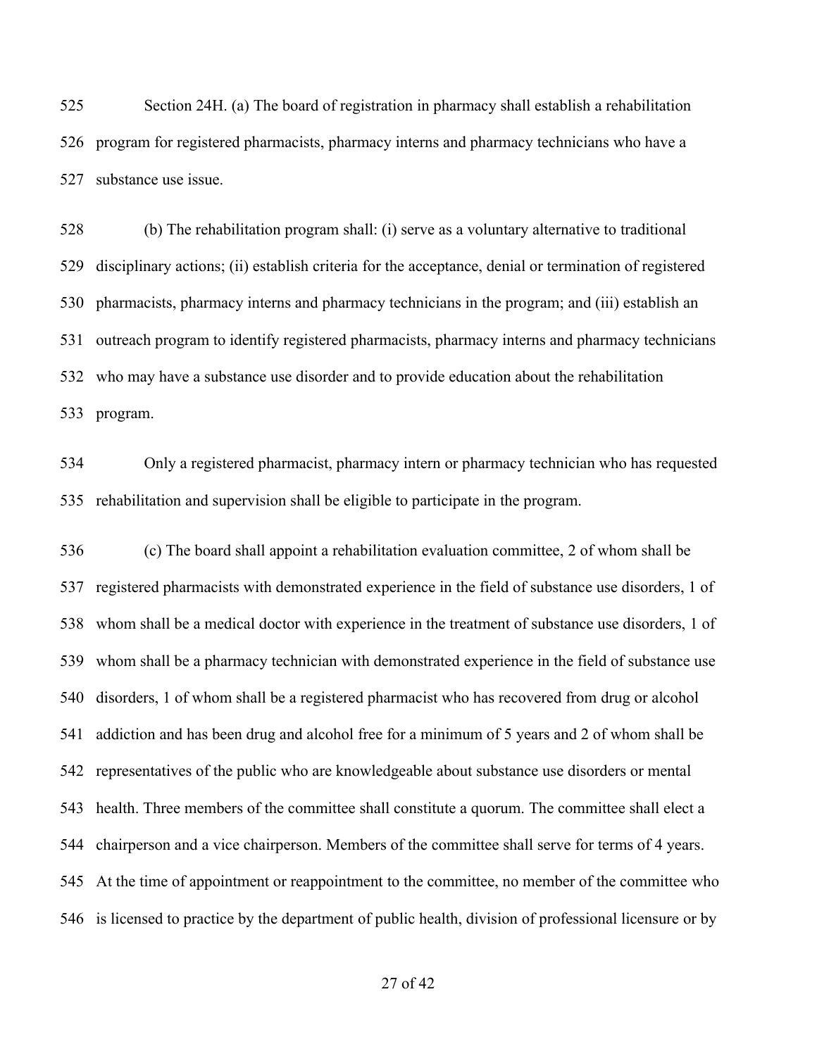Section 24H. (a) The board of registration in pharmacy shall establish a rehabilitation program for registered pharmacists, pharmacy interns and pharmacy technicians who have a substance use issue.

(b) The rehabilitation program shall: (i) serve as a voluntary alternative to traditional disciplinary actions; (ii) establish criteria for the acceptance, denial or termination of registered pharmacists, pharmacy interns and pharmacy technicians in the program; and (iii) establish an outreach program to identify registered pharmacists, pharmacy interns and pharmacy technicians who may have a substance use disorder and to provide education about the rehabilitation program.

Only a registered pharmacist, pharmacy intern or pharmacy technician who has requested rehabilitation and supervision shall be eligible to participate in the program.

(c) The board shall appoint a rehabilitation evaluation committee, 2 of whom shall be registered pharmacists with demonstrated experience in the field of substance use disorders, 1 of whom shall be a medical doctor with experience in the treatment of substance use disorders, 1 of whom shall be a pharmacy technician with demonstrated experience in the field of substance use disorders, 1 of whom shall be a registered pharmacist who has recovered from drug or alcohol addiction and has been drug and alcohol free for a minimum of 5 years and 2 of whom shall be representatives of the public who are knowledgeable about substance use disorders or mental health. Three members of the committee shall constitute a quorum. The committee shall elect a chairperson and a vice chairperson. Members of the committee shall serve for terms of 4 years. At the time of appointment or reappointment to the committee, no member of the committee who is licensed to practice by the department of public health, division of professional licensure or by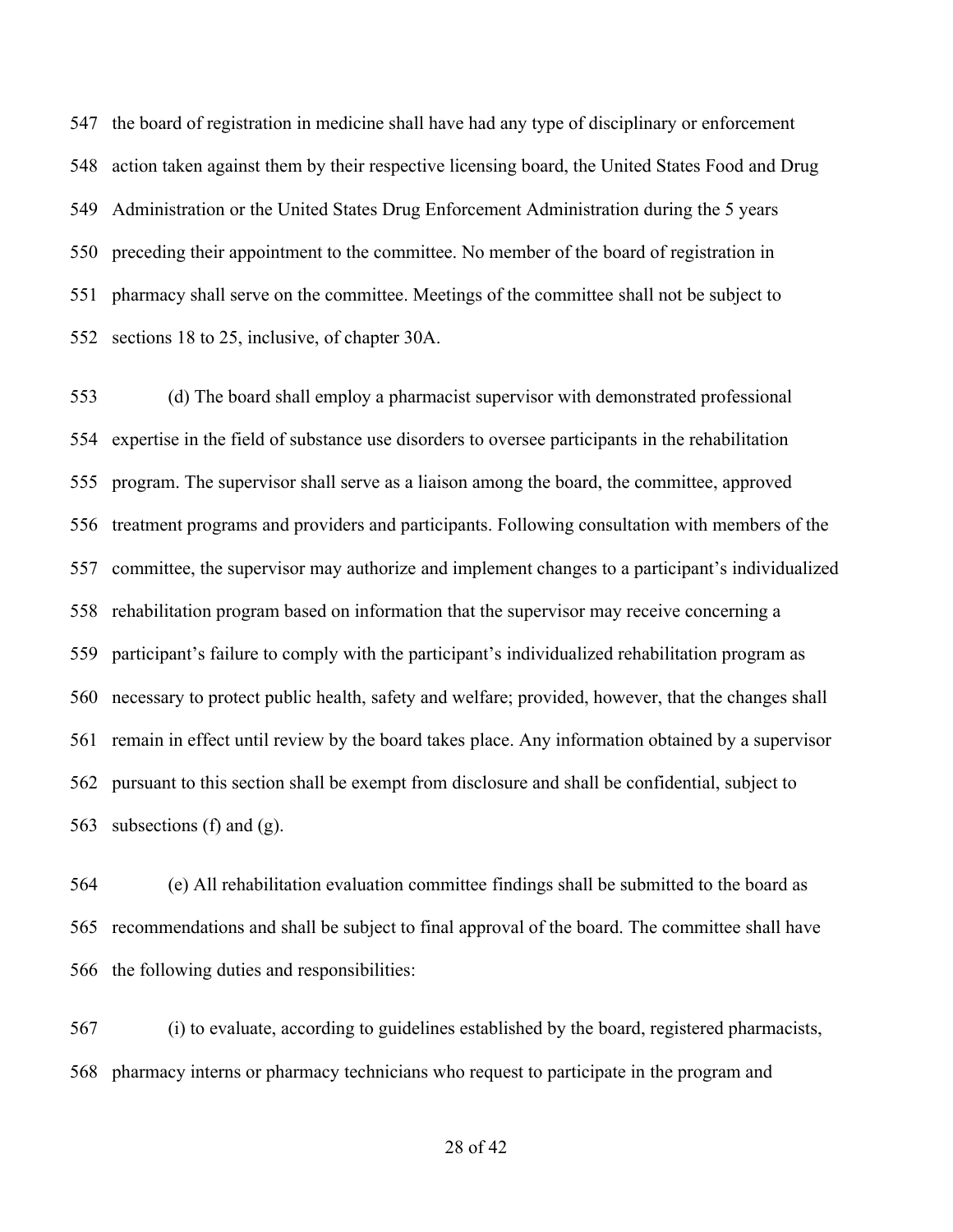the board of registration in medicine shall have had any type of disciplinary or enforcement action taken against them by their respective licensing board, the United States Food and Drug Administration or the United States Drug Enforcement Administration during the 5 years preceding their appointment to the committee. No member of the board of registration in pharmacy shall serve on the committee. Meetings of the committee shall not be subject to sections 18 to 25, inclusive, of chapter 30A.

(d) The board shall employ a pharmacist supervisor with demonstrated professional expertise in the field of substance use disorders to oversee participants in the rehabilitation program. The supervisor shall serve as a liaison among the board, the committee, approved treatment programs and providers and participants. Following consultation with members of the committee, the supervisor may authorize and implement changes to a participant's individualized rehabilitation program based on information that the supervisor may receive concerning a participant's failure to comply with the participant's individualized rehabilitation program as necessary to protect public health, safety and welfare; provided, however, that the changes shall remain in effect until review by the board takes place. Any information obtained by a supervisor pursuant to this section shall be exempt from disclosure and shall be confidential, subject to subsections (f) and (g).

(e) All rehabilitation evaluation committee findings shall be submitted to the board as recommendations and shall be subject to final approval of the board. The committee shall have the following duties and responsibilities:

(i) to evaluate, according to guidelines established by the board, registered pharmacists, pharmacy interns or pharmacy technicians who request to participate in the program and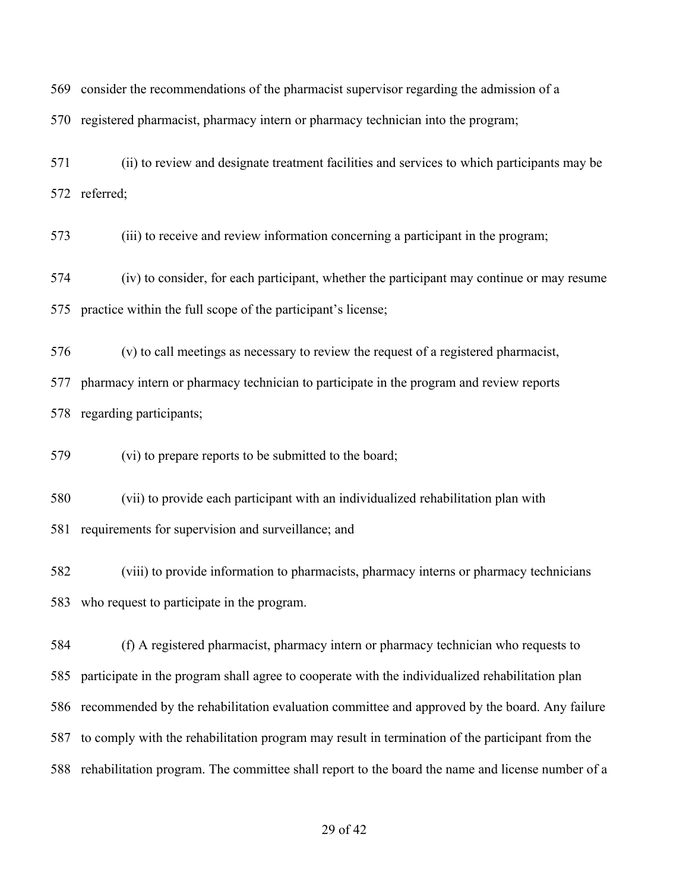consider the recommendations of the pharmacist supervisor regarding the admission of a registered pharmacist, pharmacy intern or pharmacy technician into the program;

(ii) to review and designate treatment facilities and services to which participants may be referred;

(iii) to receive and review information concerning a participant in the program;

(iv) to consider, for each participant, whether the participant may continue or may resume practice within the full scope of the participant's license;

(v) to call meetings as necessary to review the request of a registered pharmacist, pharmacy intern or pharmacy technician to participate in the program and review reports regarding participants;

(vi) to prepare reports to be submitted to the board;

(vii) to provide each participant with an individualized rehabilitation plan with requirements for supervision and surveillance; and

(viii) to provide information to pharmacists, pharmacy interns or pharmacy technicians who request to participate in the program.

(f) A registered pharmacist, pharmacy intern or pharmacy technician who requests to participate in the program shall agree to cooperate with the individualized rehabilitation plan recommended by the rehabilitation evaluation committee and approved by the board. Any failure to comply with the rehabilitation program may result in termination of the participant from the rehabilitation program. The committee shall report to the board the name and license number of a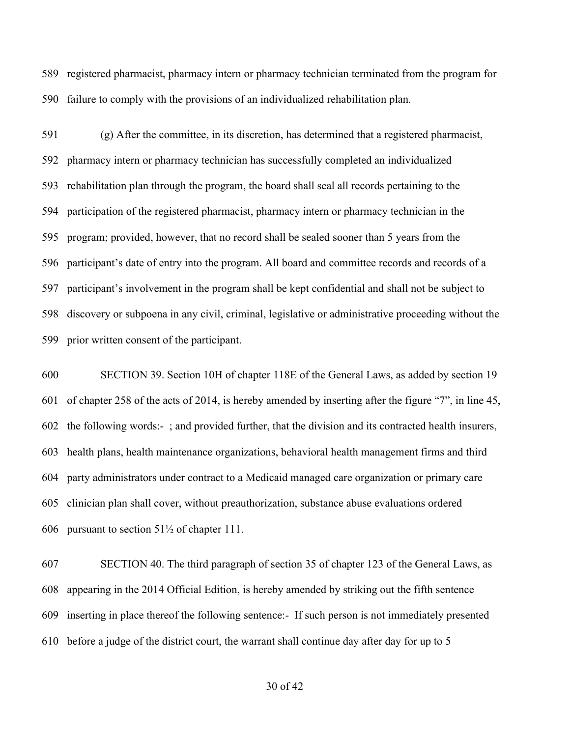registered pharmacist, pharmacy intern or pharmacy technician terminated from the program for failure to comply with the provisions of an individualized rehabilitation plan.

(g) After the committee, in its discretion, has determined that a registered pharmacist, pharmacy intern or pharmacy technician has successfully completed an individualized rehabilitation plan through the program, the board shall seal all records pertaining to the participation of the registered pharmacist, pharmacy intern or pharmacy technician in the program; provided, however, that no record shall be sealed sooner than 5 years from the participant's date of entry into the program. All board and committee records and records of a participant's involvement in the program shall be kept confidential and shall not be subject to discovery or subpoena in any civil, criminal, legislative or administrative proceeding without the prior written consent of the participant.

SECTION 39. Section 10H of chapter 118E of the General Laws, as added by section 19 of chapter 258 of the acts of 2014, is hereby amended by inserting after the figure "7", in line 45, the following words:- ; and provided further, that the division and its contracted health insurers, health plans, health maintenance organizations, behavioral health management firms and third party administrators under contract to a Medicaid managed care organization or primary care clinician plan shall cover, without preauthorization, substance abuse evaluations ordered pursuant to section 51½ of chapter 111.

SECTION 40. The third paragraph of section 35 of chapter 123 of the General Laws, as appearing in the 2014 Official Edition, is hereby amended by striking out the fifth sentence inserting in place thereof the following sentence:- If such person is not immediately presented before a judge of the district court, the warrant shall continue day after day for up to 5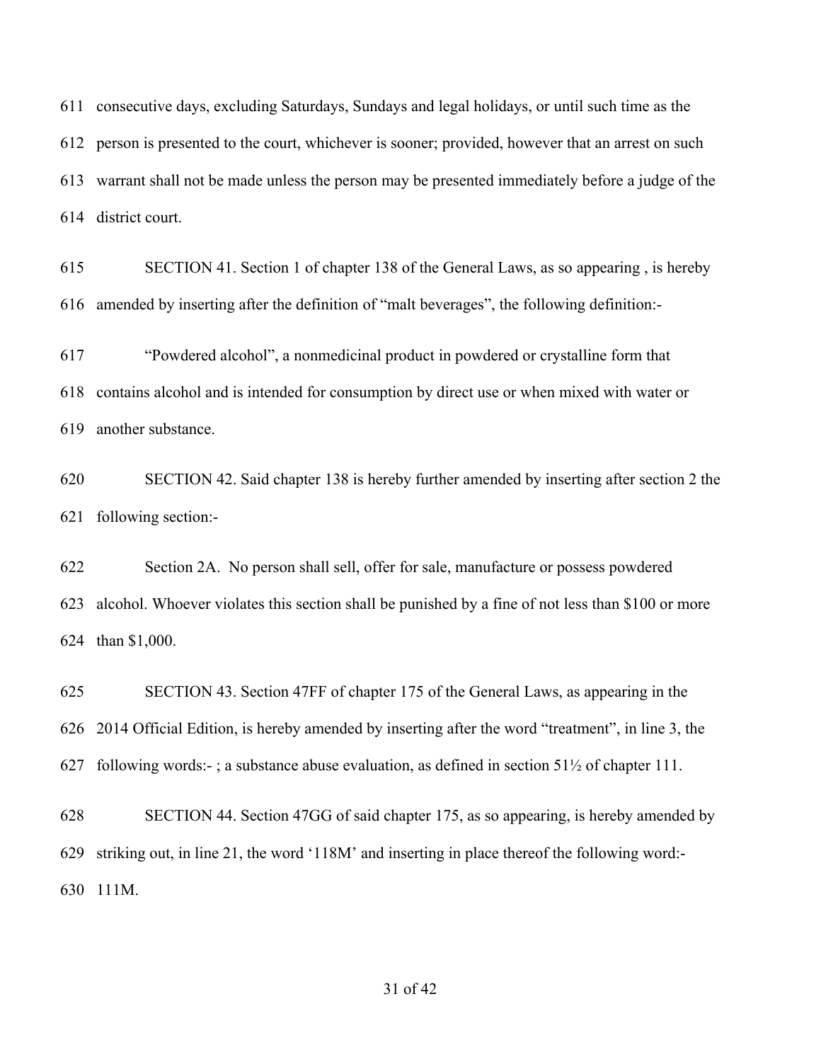consecutive days, excluding Saturdays, Sundays and legal holidays, or until such time as the person is presented to the court, whichever is sooner; provided, however that an arrest on such warrant shall not be made unless the person may be presented immediately before a judge of the district court.

SECTION 41. Section 1 of chapter 138 of the General Laws, as so appearing , is hereby amended by inserting after the definition of "malt beverages", the following definition:-

"Powdered alcohol", a nonmedicinal product in powdered or crystalline form that contains alcohol and is intended for consumption by direct use or when mixed with water or another substance.

SECTION 42. Said chapter 138 is hereby further amended by inserting after section 2 the following section:-

Section 2A. No person shall sell, offer for sale, manufacture or possess powdered alcohol. Whoever violates this section shall be punished by a fine of not less than $100 or more than $1,000.

SECTION 43. Section 47FF of chapter 175 of the General Laws, as appearing in the 2014 Official Edition, is hereby amended by inserting after the word "treatment", in line 3, the following words:- ; a substance abuse evaluation, as defined in section 51½ of chapter 111.

SECTION 44. Section 47GG of said chapter 175, as so appearing, is hereby amended by striking out, in line 21, the word '118M' and inserting in place thereof the following word:- 111M.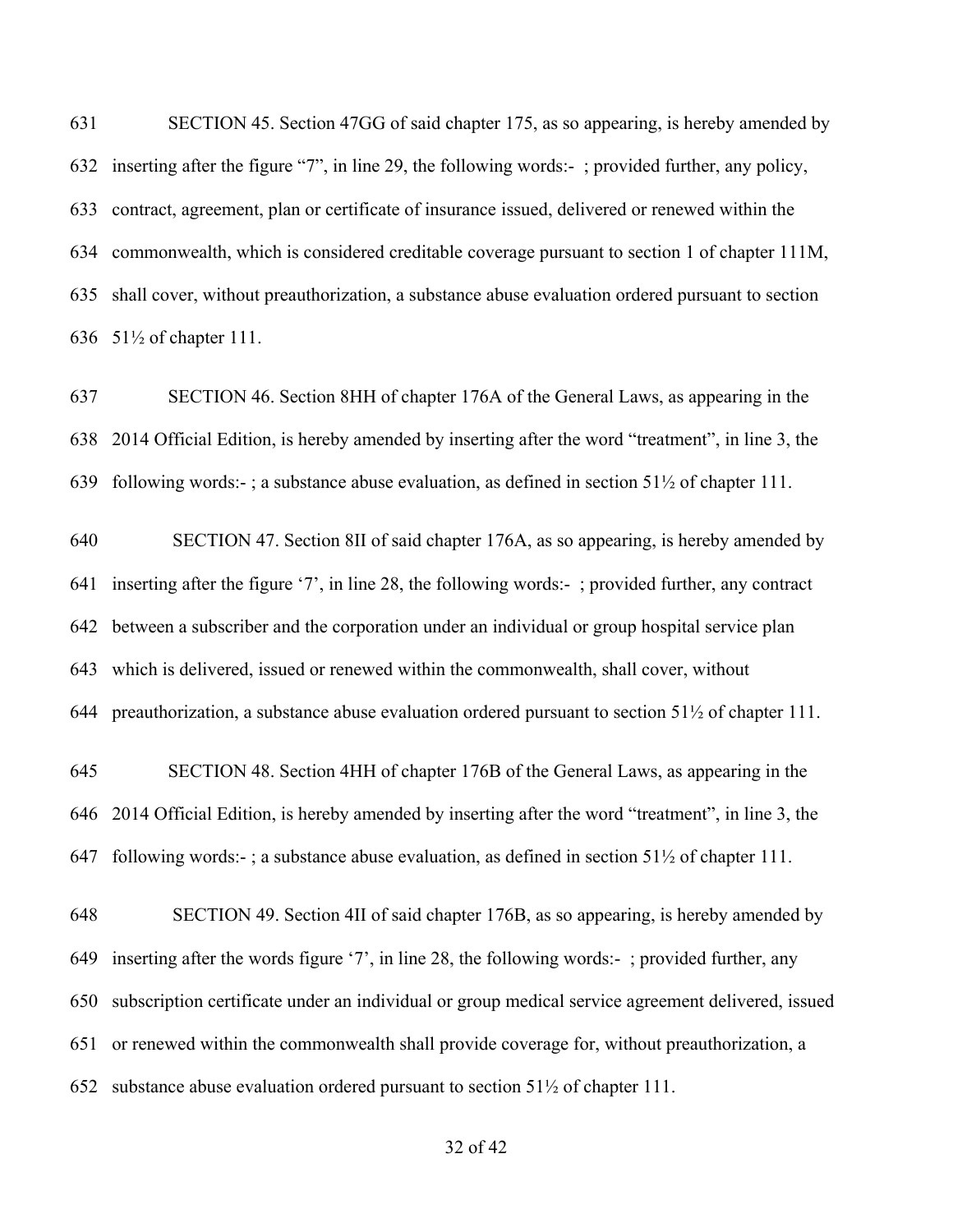631 SECTION 45. Section 47GG of said chapter 175, as so appearing, is hereby amended by
632 inserting after the figure "7", in line 29, the following words:- ; provided further, any policy,
633 contract, agreement, plan or certificate of insurance issued, delivered or renewed within the
634 commonwealth, which is considered creditable coverage pursuant to section 1 of chapter 111M,
635 shall cover, without preauthorization, a substance abuse evaluation ordered pursuant to section
636 51½ of chapter 111.

637 SECTION 46. Section 8HH of chapter 176A of the General Laws, as appearing in the
638 2014 Official Edition, is hereby amended by inserting after the word "treatment", in line 3, the
639 following words:- ; a substance abuse evaluation, as defined in section 51½ of chapter 111.

640 SECTION 47. Section 8II of said chapter 176A, as so appearing, is hereby amended by
641 inserting after the figure '7', in line 28, the following words:- ; provided further, any contract
642 between a subscriber and the corporation under an individual or group hospital service plan
643 which is delivered, issued or renewed within the commonwealth, shall cover, without
644 preauthorization, a substance abuse evaluation ordered pursuant to section 51½ of chapter 111.

645 SECTION 48. Section 4HH of chapter 176B of the General Laws, as appearing in the
646 2014 Official Edition, is hereby amended by inserting after the word "treatment", in line 3, the
647 following words:- ; a substance abuse evaluation, as defined in section 51½ of chapter 111.

648 SECTION 49. Section 4II of said chapter 176B, as so appearing, is hereby amended by
649 inserting after the words figure '7', in line 28, the following words:- ; provided further, any
650 subscription certificate under an individual or group medical service agreement delivered, issued
651 or renewed within the commonwealth shall provide coverage for, without preauthorization, a
652 substance abuse evaluation ordered pursuant to section 51½ of chapter 111.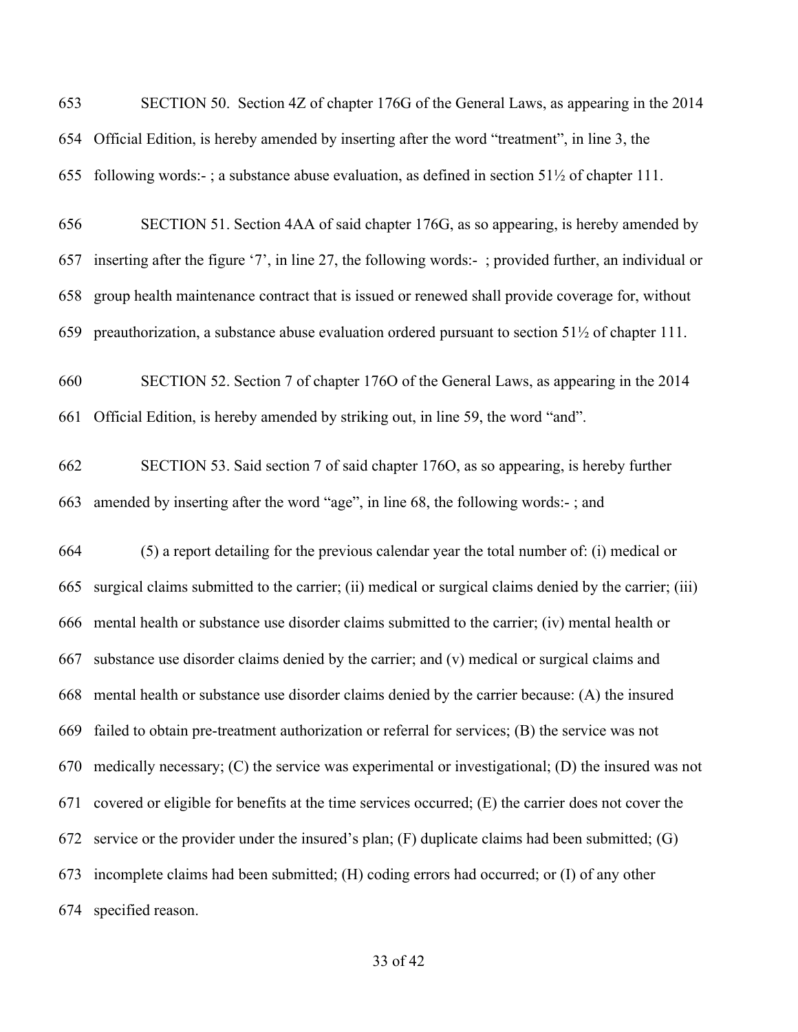SECTION 50. Section 4Z of chapter 176G of the General Laws, as appearing in the 2014 Official Edition, is hereby amended by inserting after the word "treatment", in line 3, the following words:- ; a substance abuse evaluation, as defined in section 51½ of chapter 111.

SECTION 51. Section 4AA of said chapter 176G, as so appearing, is hereby amended by inserting after the figure '7', in line 27, the following words:- ; provided further, an individual or group health maintenance contract that is issued or renewed shall provide coverage for, without preauthorization, a substance abuse evaluation ordered pursuant to section 51½ of chapter 111.

SECTION 52. Section 7 of chapter 176O of the General Laws, as appearing in the 2014 Official Edition, is hereby amended by striking out, in line 59, the word "and".

SECTION 53. Said section 7 of said chapter 176O, as so appearing, is hereby further amended by inserting after the word "age", in line 68, the following words:- ; and

(5) a report detailing for the previous calendar year the total number of: (i) medical or surgical claims submitted to the carrier; (ii) medical or surgical claims denied by the carrier; (iii) mental health or substance use disorder claims submitted to the carrier; (iv) mental health or substance use disorder claims denied by the carrier; and (v) medical or surgical claims and mental health or substance use disorder claims denied by the carrier because: (A) the insured failed to obtain pre-treatment authorization or referral for services; (B) the service was not medically necessary; (C) the service was experimental or investigational; (D) the insured was not covered or eligible for benefits at the time services occurred; (E) the carrier does not cover the service or the provider under the insured's plan; (F) duplicate claims had been submitted; (G) incomplete claims had been submitted; (H) coding errors had occurred; or (I) of any other specified reason.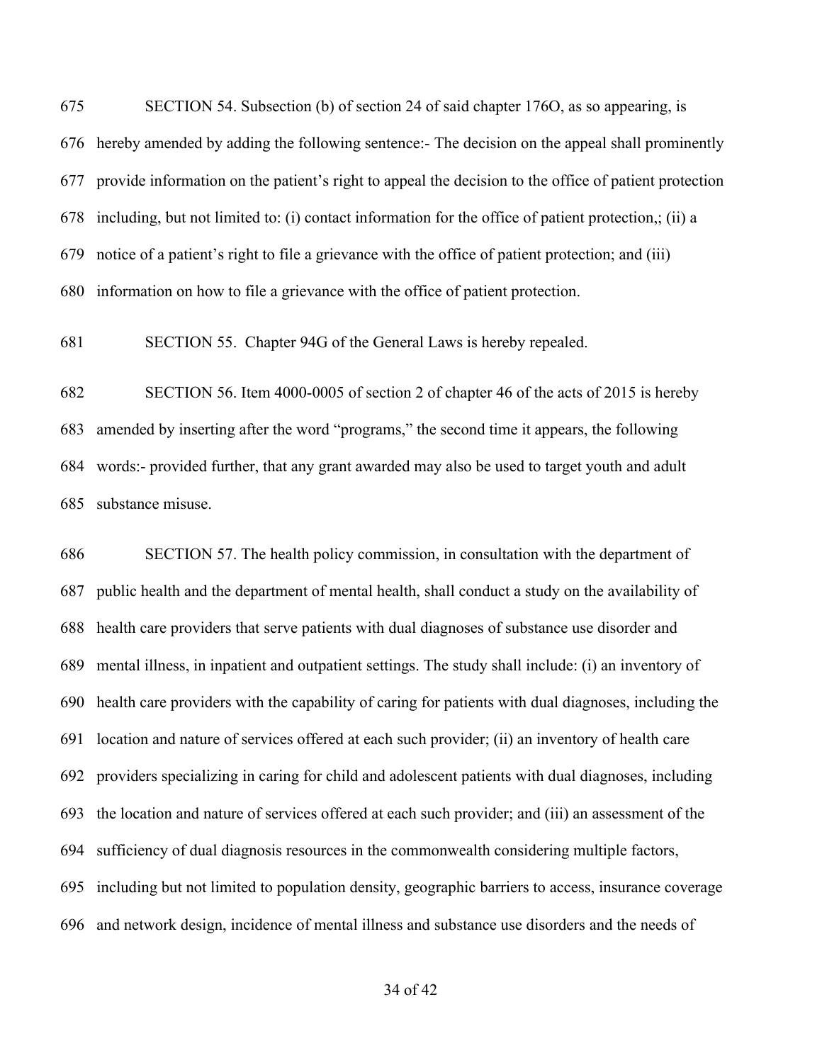SECTION 54. Subsection (b) of section 24 of said chapter 176O, as so appearing, is hereby amended by adding the following sentence:- The decision on the appeal shall prominently provide information on the patient's right to appeal the decision to the office of patient protection including, but not limited to: (i) contact information for the office of patient protection,; (ii) a notice of a patient's right to file a grievance with the office of patient protection; and (iii) information on how to file a grievance with the office of patient protection.

SECTION 55. Chapter 94G of the General Laws is hereby repealed.

SECTION 56. Item 4000-0005 of section 2 of chapter 46 of the acts of 2015 is hereby amended by inserting after the word "programs," the second time it appears, the following words:- provided further, that any grant awarded may also be used to target youth and adult substance misuse.

SECTION 57. The health policy commission, in consultation with the department of public health and the department of mental health, shall conduct a study on the availability of health care providers that serve patients with dual diagnoses of substance use disorder and mental illness, in inpatient and outpatient settings. The study shall include: (i) an inventory of health care providers with the capability of caring for patients with dual diagnoses, including the location and nature of services offered at each such provider; (ii) an inventory of health care providers specializing in caring for child and adolescent patients with dual diagnoses, including the location and nature of services offered at each such provider; and (iii) an assessment of the sufficiency of dual diagnosis resources in the commonwealth considering multiple factors, including but not limited to population density, geographic barriers to access, insurance coverage and network design, incidence of mental illness and substance use disorders and the needs of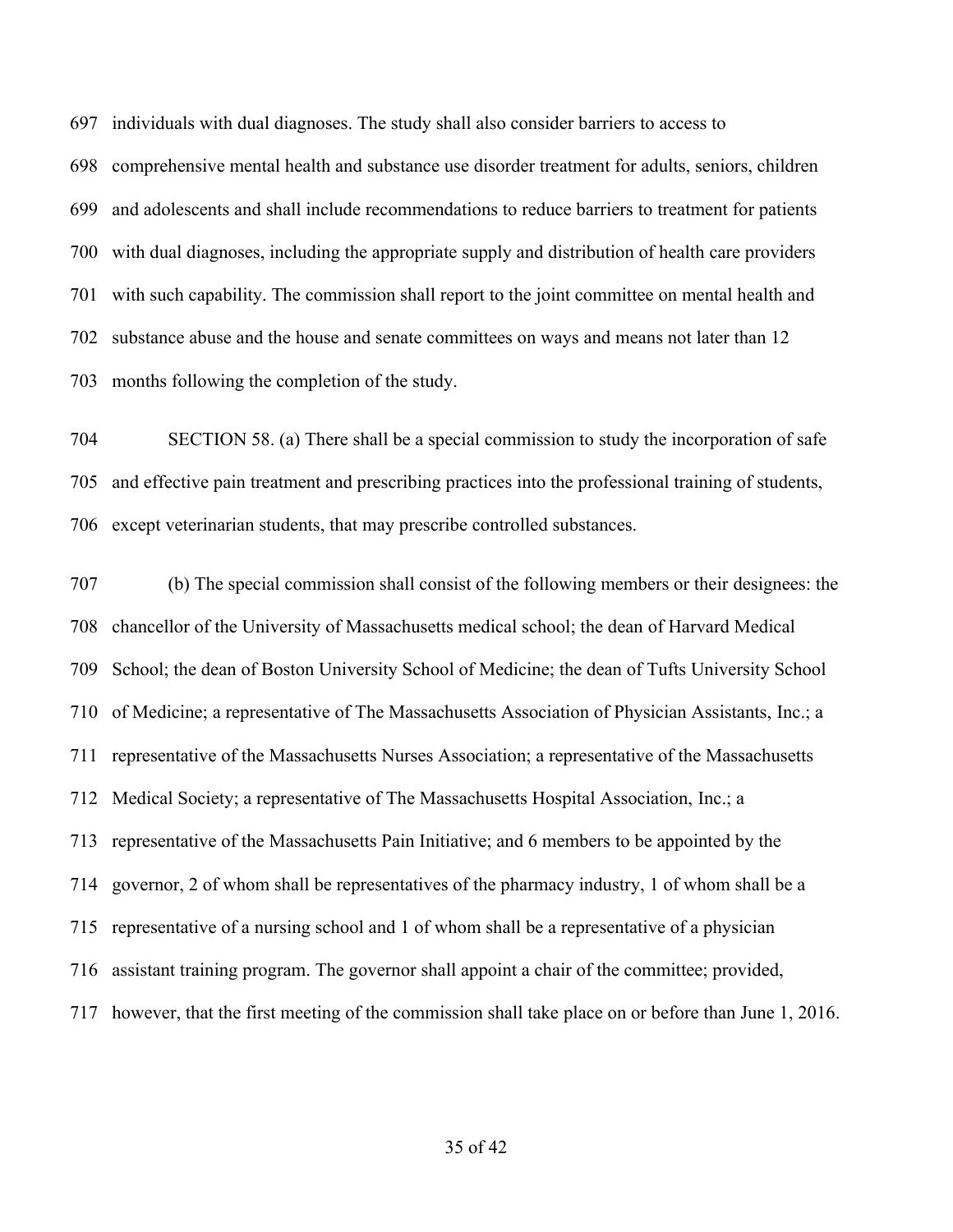individuals with dual diagnoses. The study shall also consider barriers to access to comprehensive mental health and substance use disorder treatment for adults, seniors, children and adolescents and shall include recommendations to reduce barriers to treatment for patients with dual diagnoses, including the appropriate supply and distribution of health care providers with such capability. The commission shall report to the joint committee on mental health and substance abuse and the house and senate committees on ways and means not later than 12 months following the completion of the study.

SECTION 58. (a) There shall be a special commission to study the incorporation of safe and effective pain treatment and prescribing practices into the professional training of students, except veterinarian students, that may prescribe controlled substances.

(b) The special commission shall consist of the following members or their designees: the chancellor of the University of Massachusetts medical school; the dean of Harvard Medical School; the dean of Boston University School of Medicine; the dean of Tufts University School of Medicine; a representative of The Massachusetts Association of Physician Assistants, Inc.; a representative of the Massachusetts Nurses Association; a representative of the Massachusetts Medical Society; a representative of The Massachusetts Hospital Association, Inc.; a representative of the Massachusetts Pain Initiative; and 6 members to be appointed by the governor, 2 of whom shall be representatives of the pharmacy industry, 1 of whom shall be a representative of a nursing school and 1 of whom shall be a representative of a physician assistant training program. The governor shall appoint a chair of the committee; provided, however, that the first meeting of the commission shall take place on or before than June 1, 2016.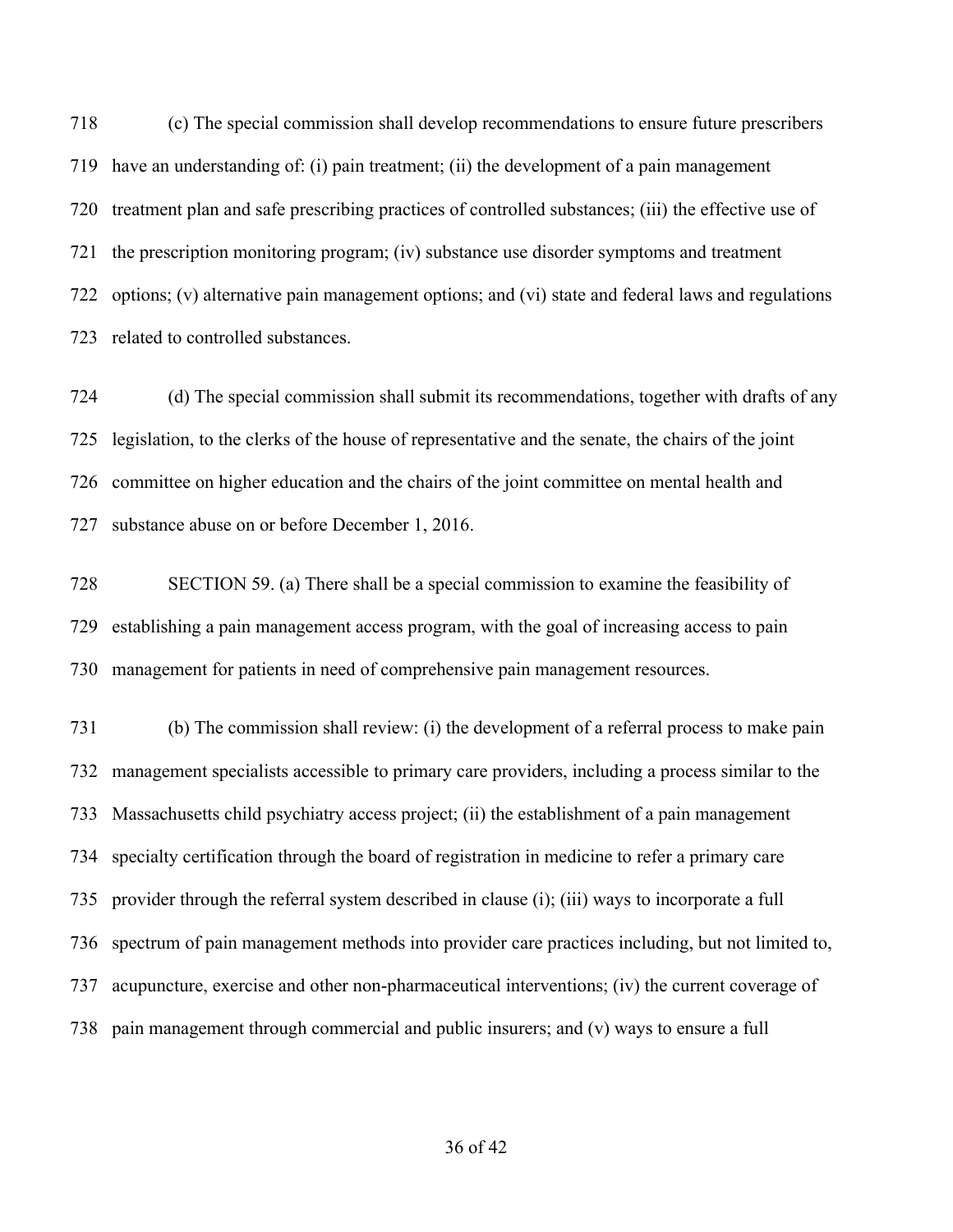(c) The special commission shall develop recommendations to ensure future prescribers have an understanding of: (i) pain treatment; (ii) the development of a pain management treatment plan and safe prescribing practices of controlled substances; (iii) the effective use of the prescription monitoring program; (iv) substance use disorder symptoms and treatment options; (v) alternative pain management options; and (vi) state and federal laws and regulations related to controlled substances.

(d) The special commission shall submit its recommendations, together with drafts of any legislation, to the clerks of the house of representative and the senate, the chairs of the joint committee on higher education and the chairs of the joint committee on mental health and substance abuse on or before December 1, 2016.

SECTION 59. (a) There shall be a special commission to examine the feasibility of establishing a pain management access program, with the goal of increasing access to pain management for patients in need of comprehensive pain management resources.

(b) The commission shall review: (i) the development of a referral process to make pain management specialists accessible to primary care providers, including a process similar to the Massachusetts child psychiatry access project; (ii) the establishment of a pain management specialty certification through the board of registration in medicine to refer a primary care provider through the referral system described in clause (i); (iii) ways to incorporate a full spectrum of pain management methods into provider care practices including, but not limited to, acupuncture, exercise and other non-pharmaceutical interventions; (iv) the current coverage of pain management through commercial and public insurers; and (v) ways to ensure a full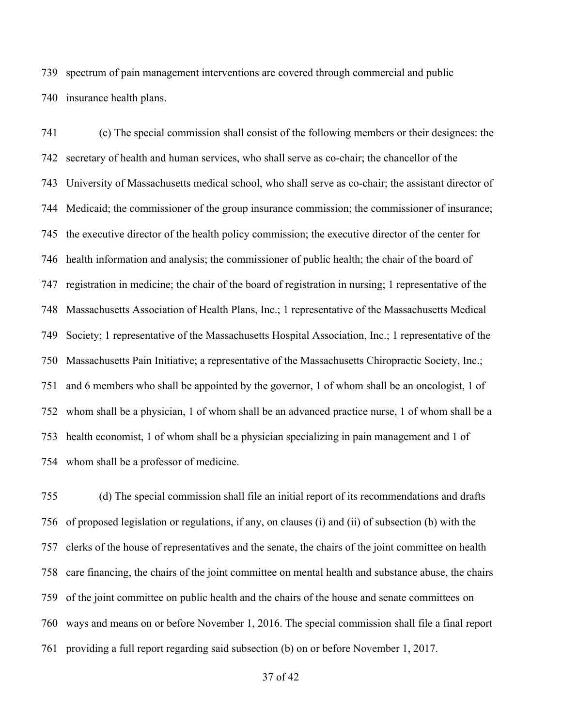739 spectrum of pain management interventions are covered through commercial and public
740 insurance health plans.

741 (c) The special commission shall consist of the following members or their designees: the
742 secretary of health and human services, who shall serve as co-chair; the chancellor of the
743 University of Massachusetts medical school, who shall serve as co-chair; the assistant director of
744 Medicaid; the commissioner of the group insurance commission; the commissioner of insurance;
745 the executive director of the health policy commission; the executive director of the center for
746 health information and analysis; the commissioner of public health; the chair of the board of
747 registration in medicine; the chair of the board of registration in nursing; 1 representative of the
748 Massachusetts Association of Health Plans, Inc.; 1 representative of the Massachusetts Medical
749 Society; 1 representative of the Massachusetts Hospital Association, Inc.; 1 representative of the
750 Massachusetts Pain Initiative; a representative of the Massachusetts Chiropractic Society, Inc.;
751 and 6 members who shall be appointed by the governor, 1 of whom shall be an oncologist, 1 of
752 whom shall be a physician, 1 of whom shall be an advanced practice nurse, 1 of whom shall be a
753 health economist, 1 of whom shall be a physician specializing in pain management and 1 of
754 whom shall be a professor of medicine.

755 (d) The special commission shall file an initial report of its recommendations and drafts
756 of proposed legislation or regulations, if any, on clauses (i) and (ii) of subsection (b) with the
757 clerks of the house of representatives and the senate, the chairs of the joint committee on health
758 care financing, the chairs of the joint committee on mental health and substance abuse, the chairs
759 of the joint committee on public health and the chairs of the house and senate committees on
760 ways and means on or before November 1, 2016. The special commission shall file a final report
761 providing a full report regarding said subsection (b) on or before November 1, 2017.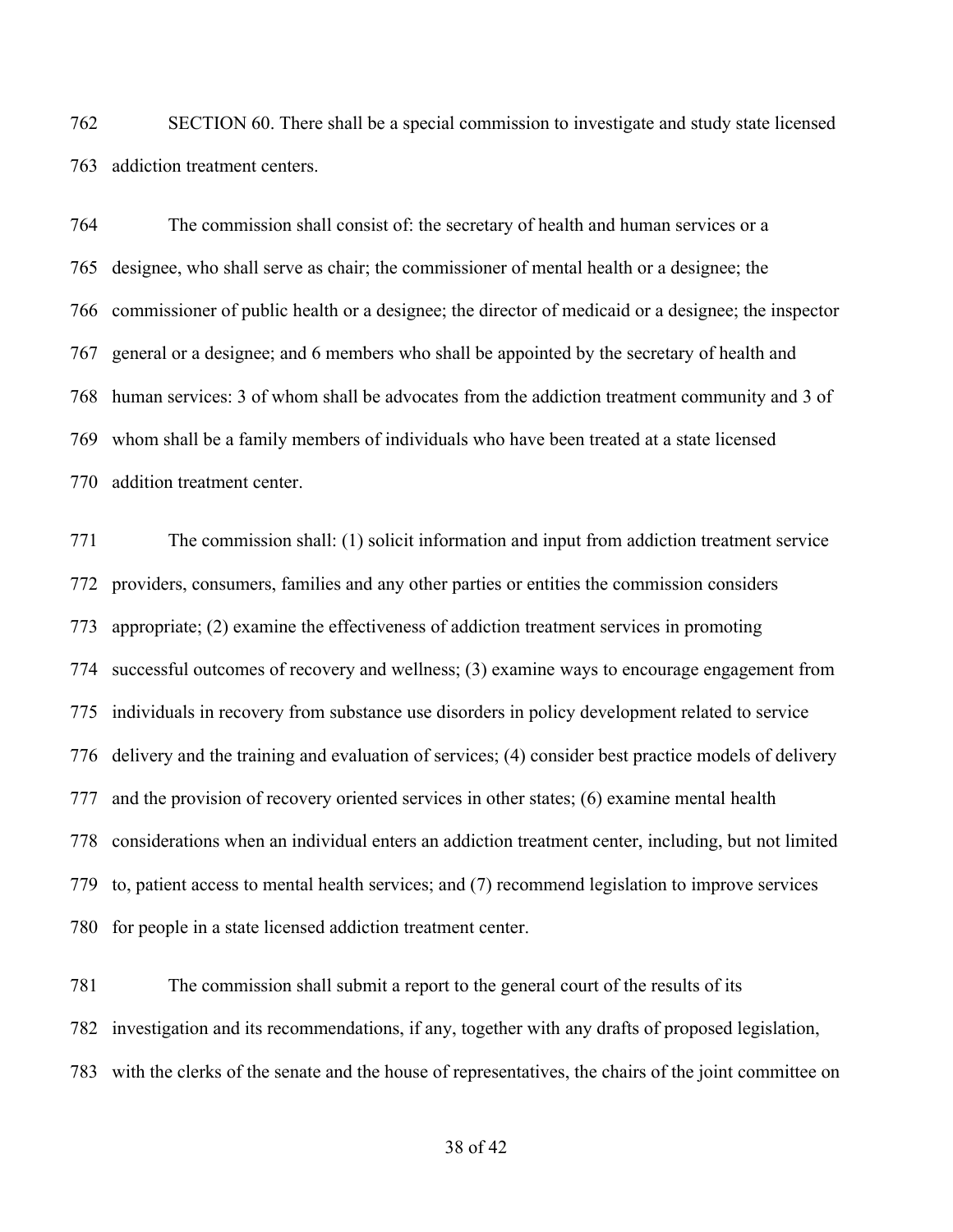SECTION 60. There shall be a special commission to investigate and study state licensed addiction treatment centers.

The commission shall consist of: the secretary of health and human services or a designee, who shall serve as chair; the commissioner of mental health or a designee; the commissioner of public health or a designee; the director of medicaid or a designee; the inspector general or a designee; and 6 members who shall be appointed by the secretary of health and human services: 3 of whom shall be advocates from the addiction treatment community and 3 of whom shall be a family members of individuals who have been treated at a state licensed addition treatment center.

The commission shall: (1) solicit information and input from addiction treatment service providers, consumers, families and any other parties or entities the commission considers appropriate; (2) examine the effectiveness of addiction treatment services in promoting successful outcomes of recovery and wellness; (3) examine ways to encourage engagement from individuals in recovery from substance use disorders in policy development related to service delivery and the training and evaluation of services; (4) consider best practice models of delivery and the provision of recovery oriented services in other states; (6) examine mental health considerations when an individual enters an addiction treatment center, including, but not limited to, patient access to mental health services; and (7) recommend legislation to improve services for people in a state licensed addiction treatment center.

The commission shall submit a report to the general court of the results of its investigation and its recommendations, if any, together with any drafts of proposed legislation, with the clerks of the senate and the house of representatives, the chairs of the joint committee on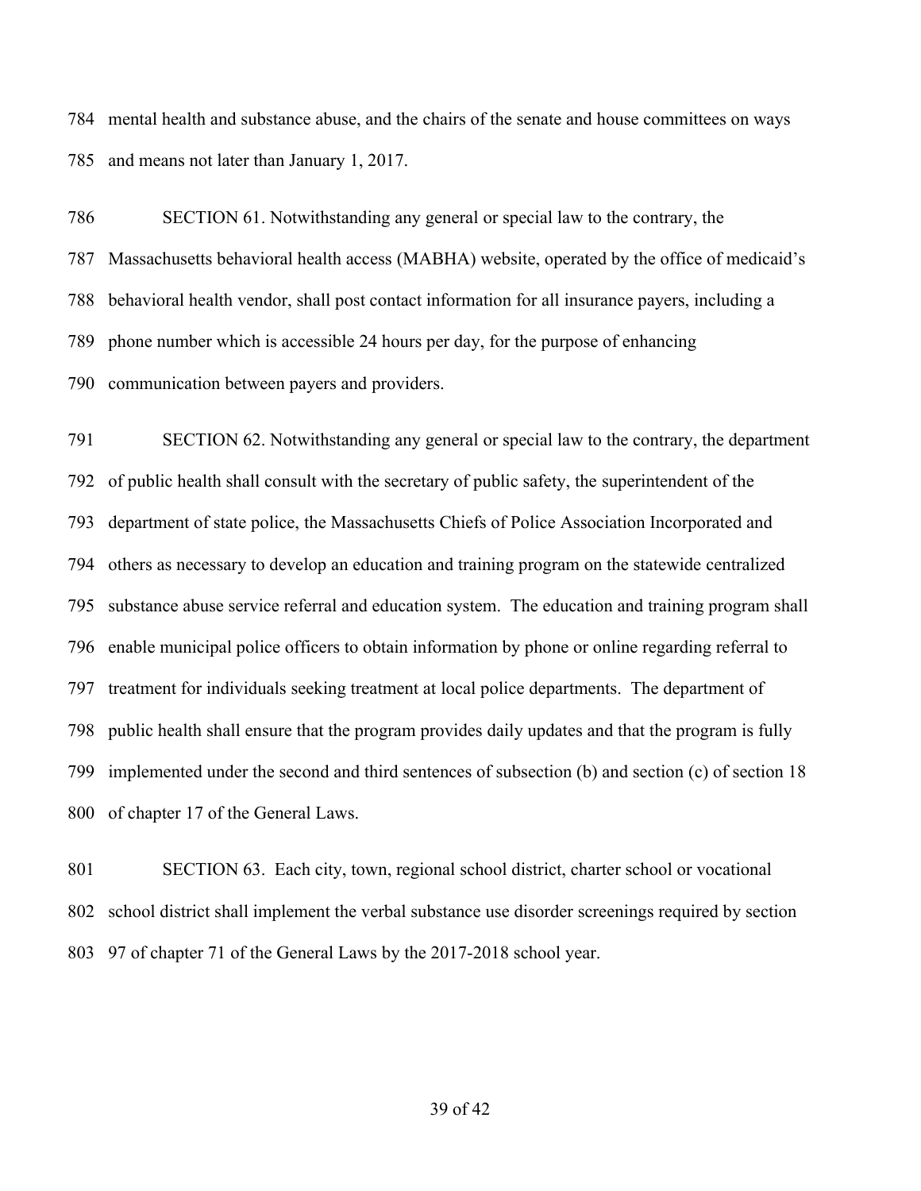mental health and substance abuse, and the chairs of the senate and house committees on ways and means not later than January 1, 2017.

SECTION 61. Notwithstanding any general or special law to the contrary, the Massachusetts behavioral health access (MABHA) website, operated by the office of medicaid's behavioral health vendor, shall post contact information for all insurance payers, including a phone number which is accessible 24 hours per day, for the purpose of enhancing communication between payers and providers.

SECTION 62. Notwithstanding any general or special law to the contrary, the department of public health shall consult with the secretary of public safety, the superintendent of the department of state police, the Massachusetts Chiefs of Police Association Incorporated and others as necessary to develop an education and training program on the statewide centralized substance abuse service referral and education system. The education and training program shall enable municipal police officers to obtain information by phone or online regarding referral to treatment for individuals seeking treatment at local police departments. The department of public health shall ensure that the program provides daily updates and that the program is fully implemented under the second and third sentences of subsection (b) and section (c) of section 18 of chapter 17 of the General Laws.

SECTION 63. Each city, town, regional school district, charter school or vocational school district shall implement the verbal substance use disorder screenings required by section 97 of chapter 71 of the General Laws by the 2017-2018 school year.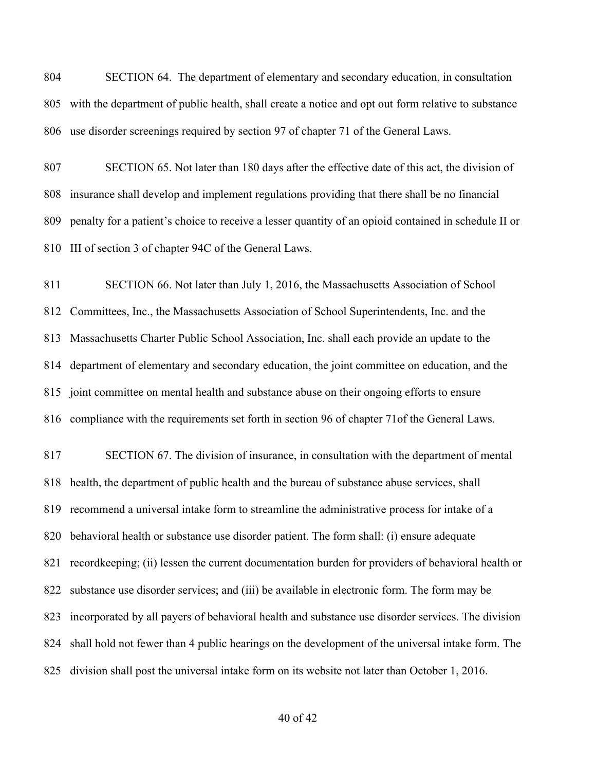SECTION 64. The department of elementary and secondary education, in consultation with the department of public health, shall create a notice and opt out form relative to substance use disorder screenings required by section 97 of chapter 71 of the General Laws.

SECTION 65. Not later than 180 days after the effective date of this act, the division of insurance shall develop and implement regulations providing that there shall be no financial penalty for a patient's choice to receive a lesser quantity of an opioid contained in schedule II or III of section 3 of chapter 94C of the General Laws.

SECTION 66. Not later than July 1, 2016, the Massachusetts Association of School Committees, Inc., the Massachusetts Association of School Superintendents, Inc. and the Massachusetts Charter Public School Association, Inc. shall each provide an update to the department of elementary and secondary education, the joint committee on education, and the joint committee on mental health and substance abuse on their ongoing efforts to ensure compliance with the requirements set forth in section 96 of chapter 71of the General Laws.

SECTION 67. The division of insurance, in consultation with the department of mental health, the department of public health and the bureau of substance abuse services, shall recommend a universal intake form to streamline the administrative process for intake of a behavioral health or substance use disorder patient. The form shall: (i) ensure adequate recordkeeping; (ii) lessen the current documentation burden for providers of behavioral health or substance use disorder services; and (iii) be available in electronic form. The form may be incorporated by all payers of behavioral health and substance use disorder services. The division shall hold not fewer than 4 public hearings on the development of the universal intake form. The division shall post the universal intake form on its website not later than October 1, 2016.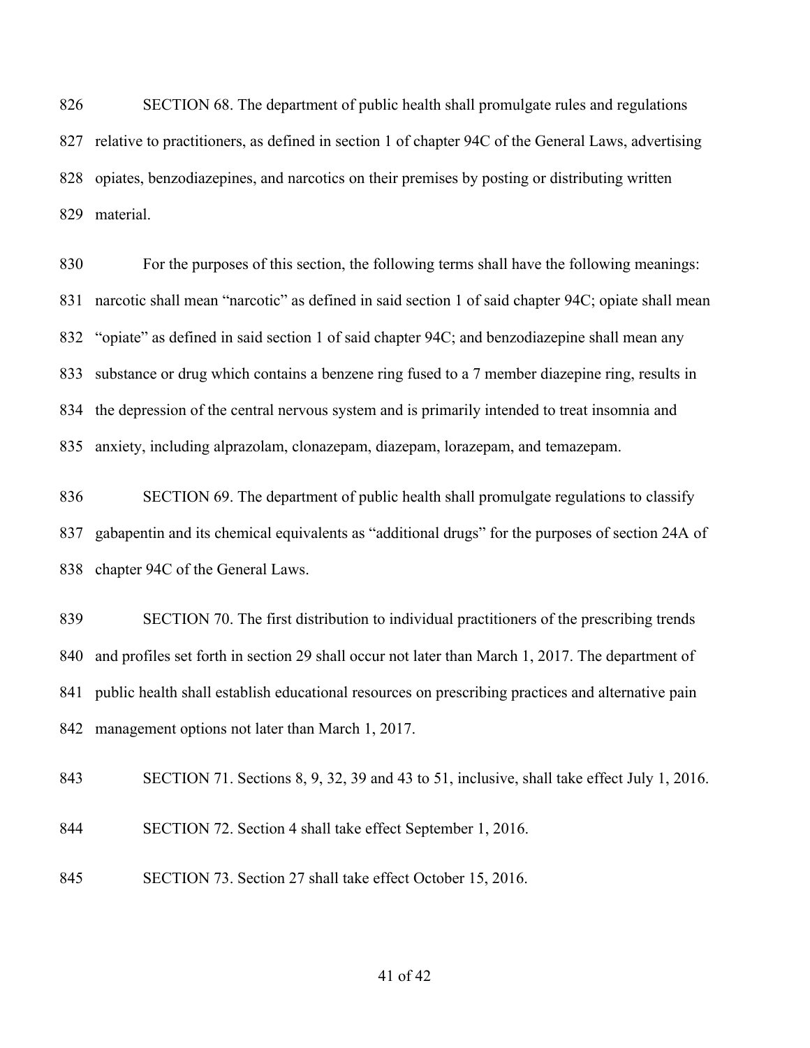SECTION 68. The department of public health shall promulgate rules and regulations relative to practitioners, as defined in section 1 of chapter 94C of the General Laws, advertising opiates, benzodiazepines, and narcotics on their premises by posting or distributing written material.

For the purposes of this section, the following terms shall have the following meanings: narcotic shall mean "narcotic" as defined in said section 1 of said chapter 94C; opiate shall mean "opiate" as defined in said section 1 of said chapter 94C; and benzodiazepine shall mean any substance or drug which contains a benzene ring fused to a 7 member diazepine ring, results in the depression of the central nervous system and is primarily intended to treat insomnia and anxiety, including alprazolam, clonazepam, diazepam, lorazepam, and temazepam.

SECTION 69. The department of public health shall promulgate regulations to classify gabapentin and its chemical equivalents as "additional drugs" for the purposes of section 24A of chapter 94C of the General Laws.

SECTION 70. The first distribution to individual practitioners of the prescribing trends and profiles set forth in section 29 shall occur not later than March 1, 2017. The department of public health shall establish educational resources on prescribing practices and alternative pain management options not later than March 1, 2017.

SECTION 71. Sections 8, 9, 32, 39 and 43 to 51, inclusive, shall take effect July 1, 2016.

SECTION 72. Section 4 shall take effect September 1, 2016.

SECTION 73. Section 27 shall take effect October 15, 2016.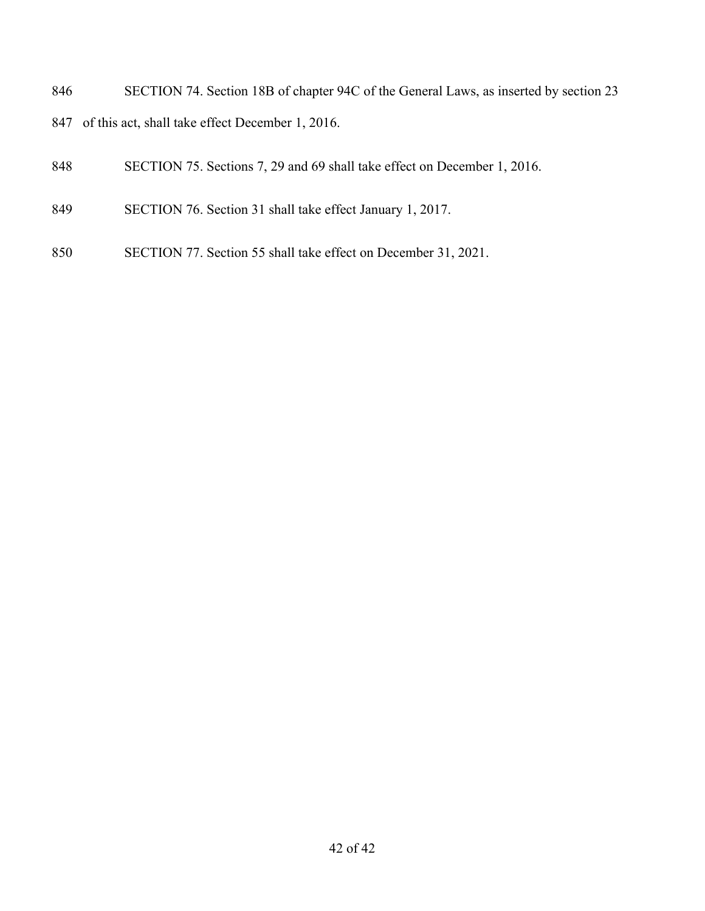SECTION 74. Section 18B of chapter 94C of the General Laws, as inserted by section 23 of this act, shall take effect December 1, 2016.

SECTION 75. Sections 7, 29 and 69 shall take effect on December 1, 2016.

SECTION 76. Section 31 shall take effect January 1, 2017.

SECTION 77. Section 55 shall take effect on December 31, 2021.